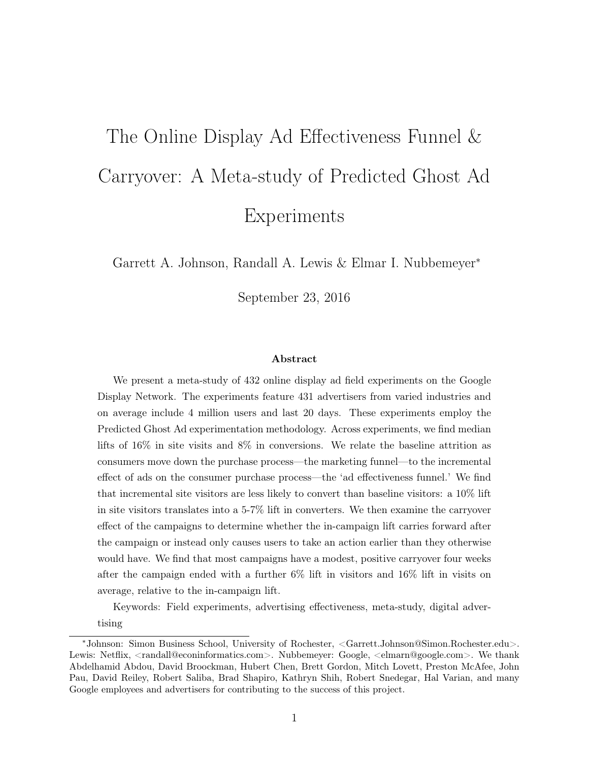# The Online Display Ad Effectiveness Funnel & Carryover: A Meta-study of Predicted Ghost Ad Experiments

Garrett A. Johnson, Randall A. Lewis & Elmar I. Nubbemeyer*

September 23, 2016

### Abstract

We present a meta-study of 432 online display ad field experiments on the Google Display Network. The experiments feature 431 advertisers from varied industries and on average include 4 million users and last 20 days. These experiments employ the Predicted Ghost Ad experimentation methodology. Across experiments, we find median lifts of 16% in site visits and 8% in conversions. We relate the baseline attrition as consumers move down the purchase process—the marketing funnel—to the incremental effect of ads on the consumer purchase process—the 'ad effectiveness funnel.' We find that incremental site visitors are less likely to convert than baseline visitors: a 10% lift in site visitors translates into a 5-7% lift in converters. We then examine the carryover effect of the campaigns to determine whether the in-campaign lift carries forward after the campaign or instead only causes users to take an action earlier than they otherwise would have. We find that most campaigns have a modest, positive carryover four weeks after the campaign ended with a further 6% lift in visitors and 16% lift in visits on average, relative to the in-campaign lift.

Keywords: Field experiments, advertising effectiveness, meta-study, digital advertising

---

*Johnson: Simon Business School, University of Rochester, <Garrett.Johnson@Simon.Rochester.edu>. Lewis: Netflix, <randall@econinformatics.com>. Nubbemeyer: Google, <elmarn@google.com>. We thank Abdelhamid Abdou, David Broockman, Hubert Chen, Brett Gordon, Mitch Lovett, Preston McAfee, John Pau, David Reiley, Robert Saliba, Brad Shapiro, Kathryn Shih, Robert Snedegar, Hal Varian, and many Google employees and advertisers for contributing to the success of this project.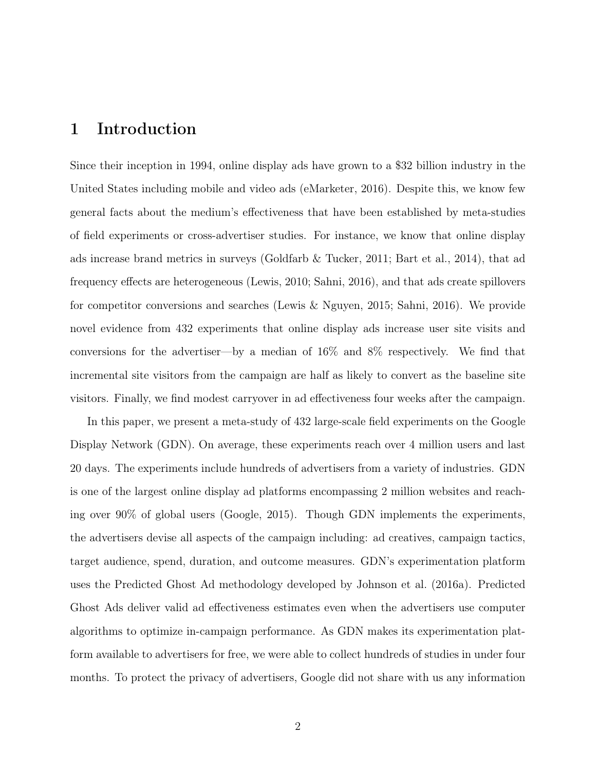# 1 Introduction

Since their inception in 1994, online display ads have grown to a $32 billion industry in the United States including mobile and video ads (eMarketer, 2016). Despite this, we know few general facts about the medium's effectiveness that have been established by meta-studies of field experiments or cross-advertiser studies. For instance, we know that online display ads increase brand metrics in surveys (Goldfarb & Tucker, 2011; Bart et al., 2014), that ad frequency effects are heterogeneous (Lewis, 2010; Sahni, 2016), and that ads create spillovers for competitor conversions and searches (Lewis & Nguyen, 2015; Sahni, 2016). We provide novel evidence from 432 experiments that online display ads increase user site visits and conversions for the advertiser—by a median of 16% and 8% respectively. We find that incremental site visitors from the campaign are half as likely to convert as the baseline site visitors. Finally, we find modest carryover in ad effectiveness four weeks after the campaign.

In this paper, we present a meta-study of 432 large-scale field experiments on the Google Display Network (GDN). On average, these experiments reach over 4 million users and last 20 days. The experiments include hundreds of advertisers from a variety of industries. GDN is one of the largest online display ad platforms encompassing 2 million websites and reaching over 90% of global users (Google, 2015). Though GDN implements the experiments, the advertisers devise all aspects of the campaign including: ad creatives, campaign tactics, target audience, spend, duration, and outcome measures. GDN's experimentation platform uses the Predicted Ghost Ad methodology developed by Johnson et al. (2016a). Predicted Ghost Ads deliver valid ad effectiveness estimates even when the advertisers use computer algorithms to optimize in-campaign performance. As GDN makes its experimentation platform available to advertisers for free, we were able to collect hundreds of studies in under four months. To protect the privacy of advertisers, Google did not share with us any information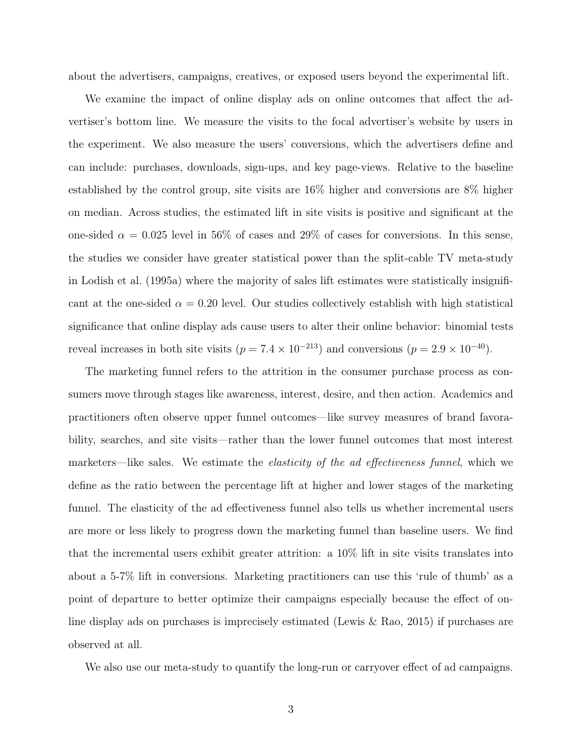about the advertisers, campaigns, creatives, or exposed users beyond the experimental lift.

We examine the impact of online display ads on online outcomes that affect the advertiser's bottom line. We measure the visits to the focal advertiser's website by users in the experiment. We also measure the users' conversions, which the advertisers define and can include: purchases, downloads, sign-ups, and key page-views. Relative to the baseline established by the control group, site visits are 16% higher and conversions are 8% higher on median. Across studies, the estimated lift in site visits is positive and significant at the one-sided $\alpha = 0.025$ level in 56% of cases and 29% of cases for conversions. In this sense, the studies we consider have greater statistical power than the split-cable TV meta-study in Lodish et al. (1995a) where the majority of sales lift estimates were statistically insignificant at the one-sided $\alpha = 0.20$ level. Our studies collectively establish with high statistical significance that online display ads cause users to alter their online behavior: binomial tests reveal increases in both site visits ($p = 7.4 \times 10^{-213}$) and conversions ($p = 2.9 \times 10^{-40}$).

The marketing funnel refers to the attrition in the consumer purchase process as consumers move through stages like awareness, interest, desire, and then action. Academics and practitioners often observe upper funnel outcomes—like survey measures of brand favorability, searches, and site visits—rather than the lower funnel outcomes that most interest marketers—like sales. We estimate the *elasticity of the ad effectiveness funnel*, which we define as the ratio between the percentage lift at higher and lower stages of the marketing funnel. The elasticity of the ad effectiveness funnel also tells us whether incremental users are more or less likely to progress down the marketing funnel than baseline users. We find that the incremental users exhibit greater attrition: a 10% lift in site visits translates into about a 5-7% lift in conversions. Marketing practitioners can use this 'rule of thumb' as a point of departure to better optimize their campaigns especially because the effect of online display ads on purchases is imprecisely estimated (Lewis & Rao, 2015) if purchases are observed at all.

We also use our meta-study to quantify the long-run or carryover effect of ad campaigns.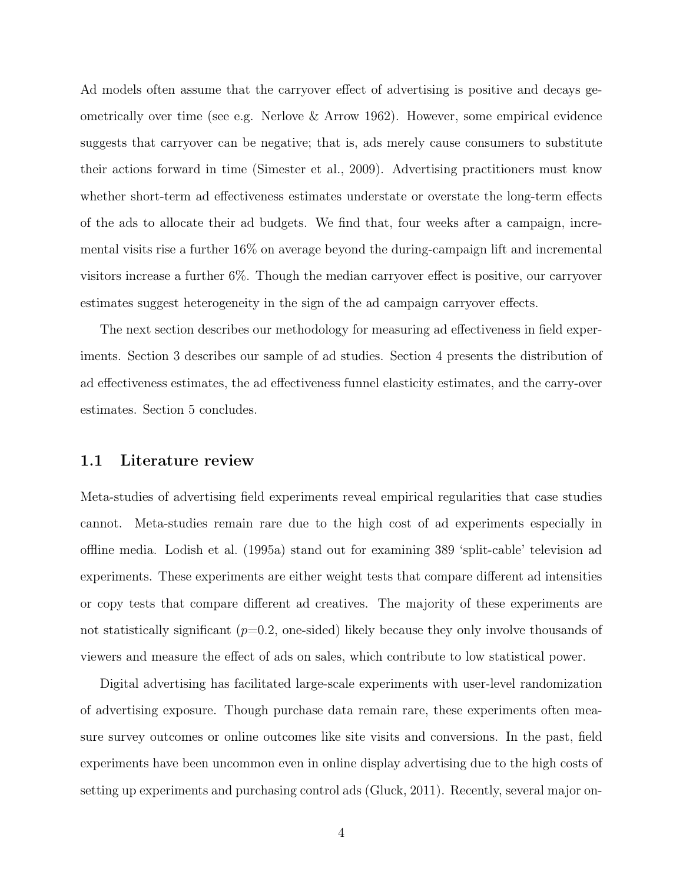Ad models often assume that the carryover effect of advertising is positive and decays geometrically over time (see e.g. Nerlove & Arrow 1962). However, some empirical evidence suggests that carryover can be negative; that is, ads merely cause consumers to substitute their actions forward in time (Simester et al., 2009). Advertising practitioners must know whether short-term ad effectiveness estimates understate or overstate the long-term effects of the ads to allocate their ad budgets. We find that, four weeks after a campaign, incremental visits rise a further 16% on average beyond the during-campaign lift and incremental visitors increase a further 6%. Though the median carryover effect is positive, our carryover estimates suggest heterogeneity in the sign of the ad campaign carryover effects.

The next section describes our methodology for measuring ad effectiveness in field experiments. Section 3 describes our sample of ad studies. Section 4 presents the distribution of ad effectiveness estimates, the ad effectiveness funnel elasticity estimates, and the carry-over estimates. Section 5 concludes.

## 1.1 Literature review

Meta-studies of advertising field experiments reveal empirical regularities that case studies cannot. Meta-studies remain rare due to the high cost of ad experiments especially in offline media. Lodish et al. (1995a) stand out for examining 389 'split-cable' television ad experiments. These experiments are either weight tests that compare different ad intensities or copy tests that compare different ad creatives. The majority of these experiments are not statistically significant ($p$=0.2, one-sided) likely because they only involve thousands of viewers and measure the effect of ads on sales, which contribute to low statistical power.

Digital advertising has facilitated large-scale experiments with user-level randomization of advertising exposure. Though purchase data remain rare, these experiments often measure survey outcomes or online outcomes like site visits and conversions. In the past, field experiments have been uncommon even in online display advertising due to the high costs of setting up experiments and purchasing control ads (Gluck, 2011). Recently, several major on-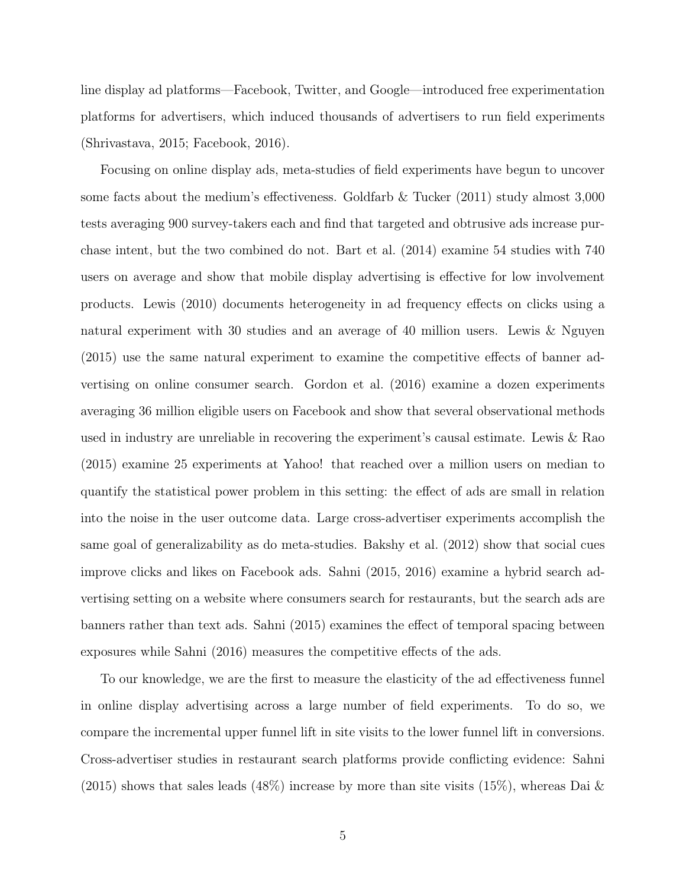line display ad platforms—Facebook, Twitter, and Google—introduced free experimentation platforms for advertisers, which induced thousands of advertisers to run field experiments (Shrivastava, 2015; Facebook, 2016).

Focusing on online display ads, meta-studies of field experiments have begun to uncover some facts about the medium's effectiveness. Goldfarb & Tucker (2011) study almost 3,000 tests averaging 900 survey-takers each and find that targeted and obtrusive ads increase purchase intent, but the two combined do not. Bart et al. (2014) examine 54 studies with 740 users on average and show that mobile display advertising is effective for low involvement products. Lewis (2010) documents heterogeneity in ad frequency effects on clicks using a natural experiment with 30 studies and an average of 40 million users. Lewis & Nguyen (2015) use the same natural experiment to examine the competitive effects of banner advertising on online consumer search. Gordon et al. (2016) examine a dozen experiments averaging 36 million eligible users on Facebook and show that several observational methods used in industry are unreliable in recovering the experiment's causal estimate. Lewis & Rao (2015) examine 25 experiments at Yahoo! that reached over a million users on median to quantify the statistical power problem in this setting: the effect of ads are small in relation into the noise in the user outcome data. Large cross-advertiser experiments accomplish the same goal of generalizability as do meta-studies. Bakshy et al. (2012) show that social cues improve clicks and likes on Facebook ads. Sahni (2015, 2016) examine a hybrid search advertising setting on a website where consumers search for restaurants, but the search ads are banners rather than text ads. Sahni (2015) examines the effect of temporal spacing between exposures while Sahni (2016) measures the competitive effects of the ads.

To our knowledge, we are the first to measure the elasticity of the ad effectiveness funnel in online display advertising across a large number of field experiments. To do so, we compare the incremental upper funnel lift in site visits to the lower funnel lift in conversions. Cross-advertiser studies in restaurant search platforms provide conflicting evidence: Sahni (2015) shows that sales leads (48%) increase by more than site visits (15%), whereas Dai &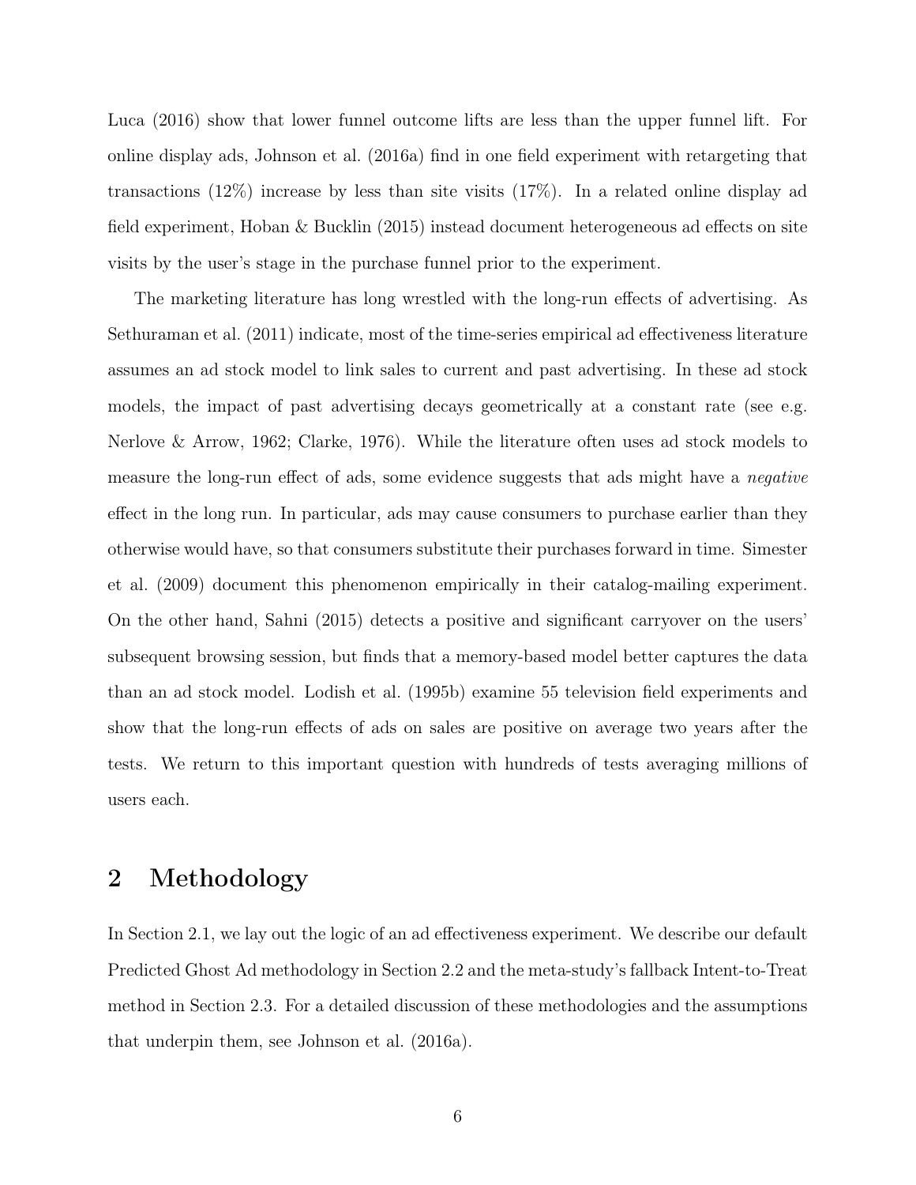Luca (2016) show that lower funnel outcome lifts are less than the upper funnel lift. For online display ads, Johnson et al. (2016a) find in one field experiment with retargeting that transactions (12%) increase by less than site visits (17%). In a related online display ad field experiment, Hoban & Bucklin (2015) instead document heterogeneous ad effects on site visits by the user's stage in the purchase funnel prior to the experiment.

The marketing literature has long wrestled with the long-run effects of advertising. As Sethuraman et al. (2011) indicate, most of the time-series empirical ad effectiveness literature assumes an ad stock model to link sales to current and past advertising. In these ad stock models, the impact of past advertising decays geometrically at a constant rate (see e.g. Nerlove & Arrow, 1962; Clarke, 1976). While the literature often uses ad stock models to measure the long-run effect of ads, some evidence suggests that ads might have a *negative* effect in the long run. In particular, ads may cause consumers to purchase earlier than they otherwise would have, so that consumers substitute their purchases forward in time. Simester et al. (2009) document this phenomenon empirically in their catalog-mailing experiment. On the other hand, Sahni (2015) detects a positive and significant carryover on the users' subsequent browsing session, but finds that a memory-based model better captures the data than an ad stock model. Lodish et al. (1995b) examine 55 television field experiments and show that the long-run effects of ads on sales are positive on average two years after the tests. We return to this important question with hundreds of tests averaging millions of users each.

## 2 Methodology

In Section 2.1, we lay out the logic of an ad effectiveness experiment. We describe our default Predicted Ghost Ad methodology in Section 2.2 and the meta-study's fallback Intent-to-Treat method in Section 2.3. For a detailed discussion of these methodologies and the assumptions that underpin them, see Johnson et al. (2016a).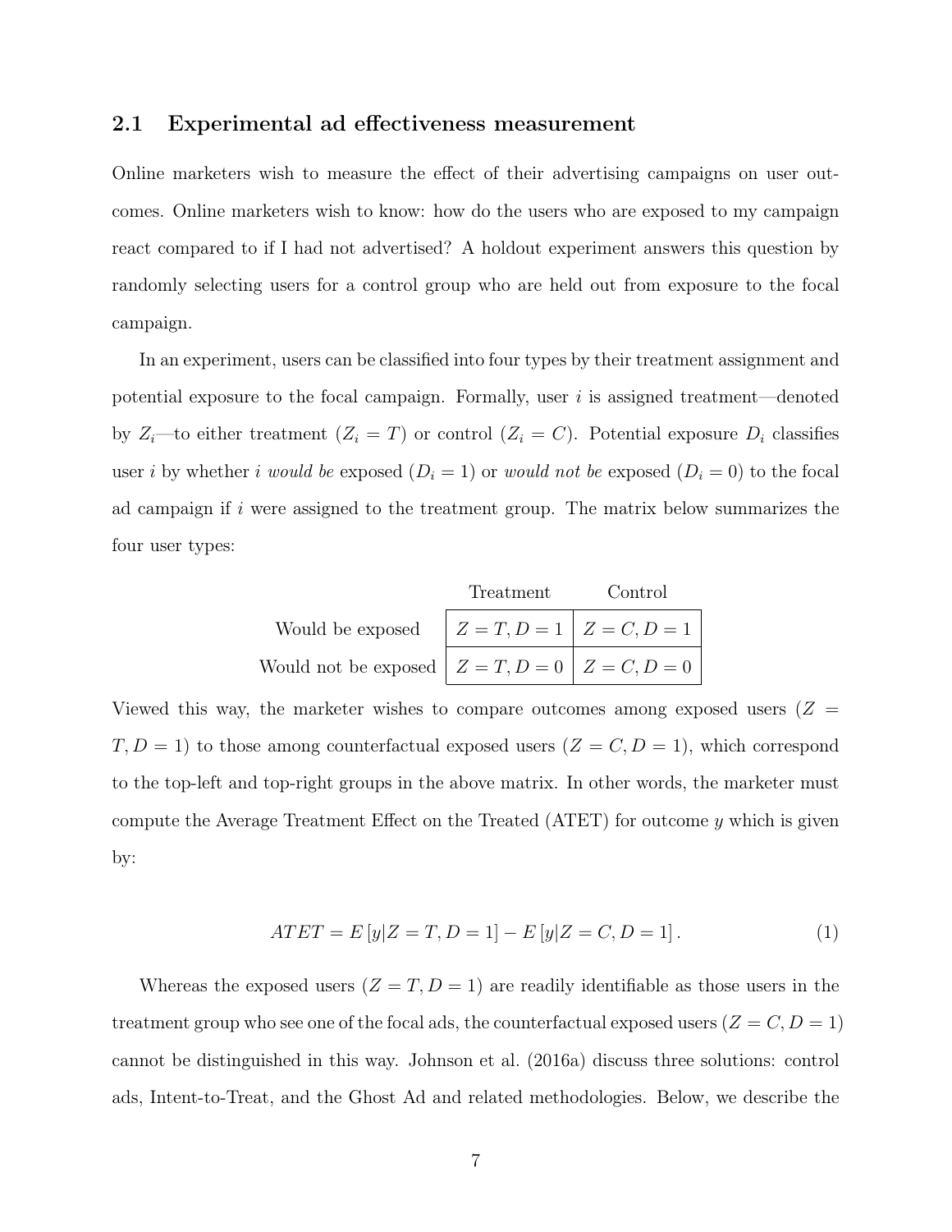### 2.1 Experimental ad effectiveness measurement

Online marketers wish to measure the effect of their advertising campaigns on user outcomes. Online marketers wish to know: how do the users who are exposed to my campaign react compared to if I had not advertised? A holdout experiment answers this question by randomly selecting users for a control group who are held out from exposure to the focal campaign.

In an experiment, users can be classified into four types by their treatment assignment and potential exposure to the focal campaign. Formally, user $i$ is assigned treatment—denoted by $Z_i$—to either treatment ($Z_i = T$) or control ($Z_i = C$). Potential exposure $D_i$ classifies user $i$ by whether $i$ *would be* exposed ($D_i = 1$) or *would not be* exposed ($D_i = 0$) to the focal ad campaign if $i$ were assigned to the treatment group. The matrix below summarizes the four user types:

| | Treatment | Control |
|---|---|---|
| Would be exposed | $Z = T, D = 1$ | $Z = C, D = 1$ |
| Would not be exposed | $Z = T, D = 0$ | $Z = C, D = 0$ |

Viewed this way, the marketer wishes to compare outcomes among exposed users ($Z = T, D = 1$) to those among counterfactual exposed users ($Z = C, D = 1$), which correspond to the top-left and top-right groups in the above matrix. In other words, the marketer must compute the Average Treatment Effect on the Treated (ATET) for outcome $y$ which is given by:

$$ATET = E\left[y|Z = T, D = 1\right] - E\left[y|Z = C, D = 1\right]. \tag{1}$$

Whereas the exposed users ($Z = T, D = 1$) are readily identifiable as those users in the treatment group who see one of the focal ads, the counterfactual exposed users ($Z = C, D = 1$) cannot be distinguished in this way. Johnson et al. (2016a) discuss three solutions: control ads, Intent-to-Treat, and the Ghost Ad and related methodologies. Below, we describe the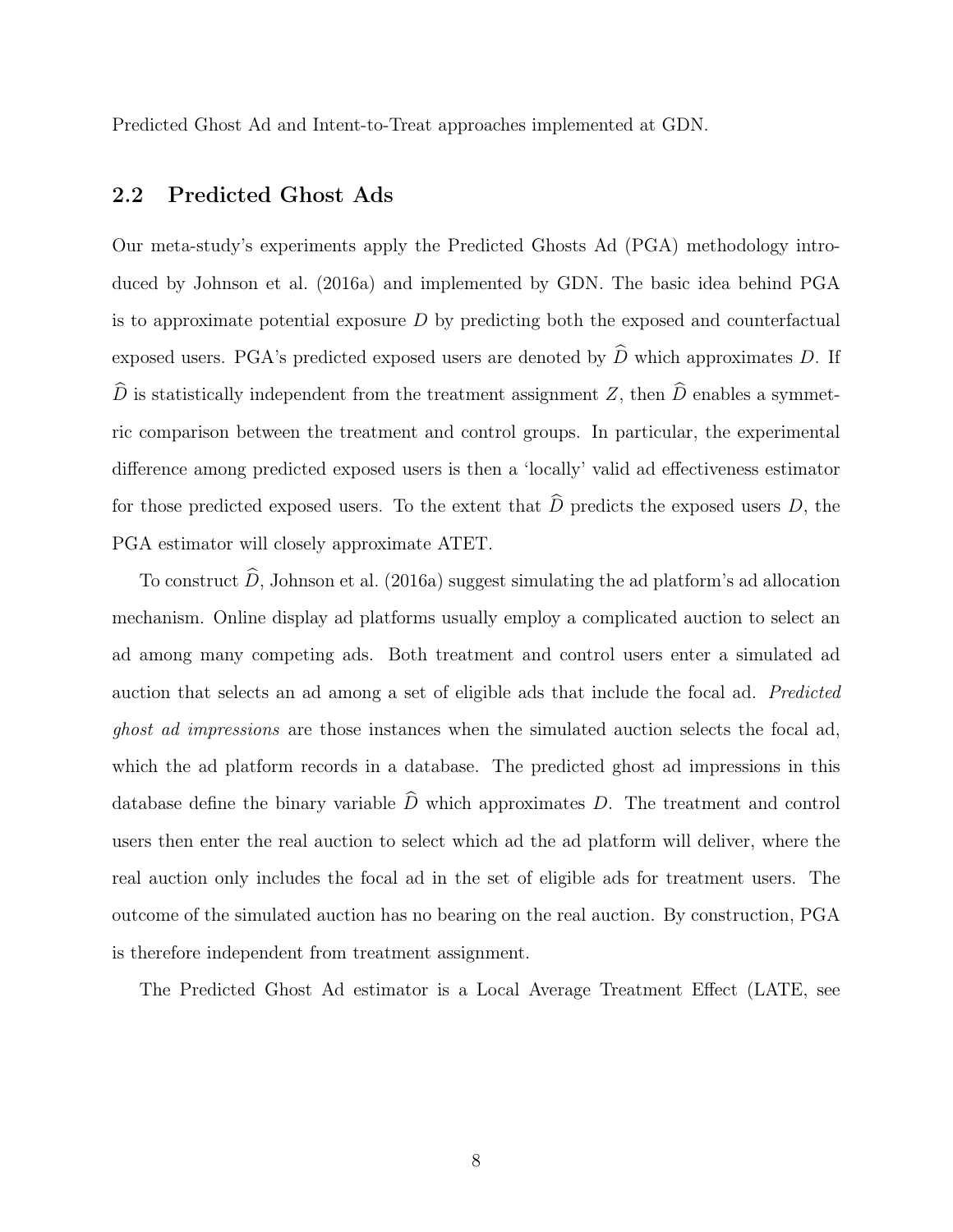Predicted Ghost Ad and Intent-to-Treat approaches implemented at GDN.

## 2.2 Predicted Ghost Ads

Our meta-study's experiments apply the Predicted Ghosts Ad (PGA) methodology introduced by Johnson et al. (2016a) and implemented by GDN. The basic idea behind PGA is to approximate potential exposure $D$ by predicting both the exposed and counterfactual exposed users. PGA's predicted exposed users are denoted by $\widehat{D}$ which approximates $D$. If $\widehat{D}$ is statistically independent from the treatment assignment $Z$, then $\widehat{D}$ enables a symmetric comparison between the treatment and control groups. In particular, the experimental difference among predicted exposed users is then a 'locally' valid ad effectiveness estimator for those predicted exposed users. To the extent that $\widehat{D}$ predicts the exposed users $D$, the PGA estimator will closely approximate ATET.

To construct $\widehat{D}$, Johnson et al. (2016a) suggest simulating the ad platform's ad allocation mechanism. Online display ad platforms usually employ a complicated auction to select an ad among many competing ads. Both treatment and control users enter a simulated ad auction that selects an ad among a set of eligible ads that include the focal ad. *Predicted ghost ad impressions* are those instances when the simulated auction selects the focal ad, which the ad platform records in a database. The predicted ghost ad impressions in this database define the binary variable $\widehat{D}$ which approximates $D$. The treatment and control users then enter the real auction to select which ad the ad platform will deliver, where the real auction only includes the focal ad in the set of eligible ads for treatment users. The outcome of the simulated auction has no bearing on the real auction. By construction, PGA is therefore independent from treatment assignment.

The Predicted Ghost Ad estimator is a Local Average Treatment Effect (LATE, see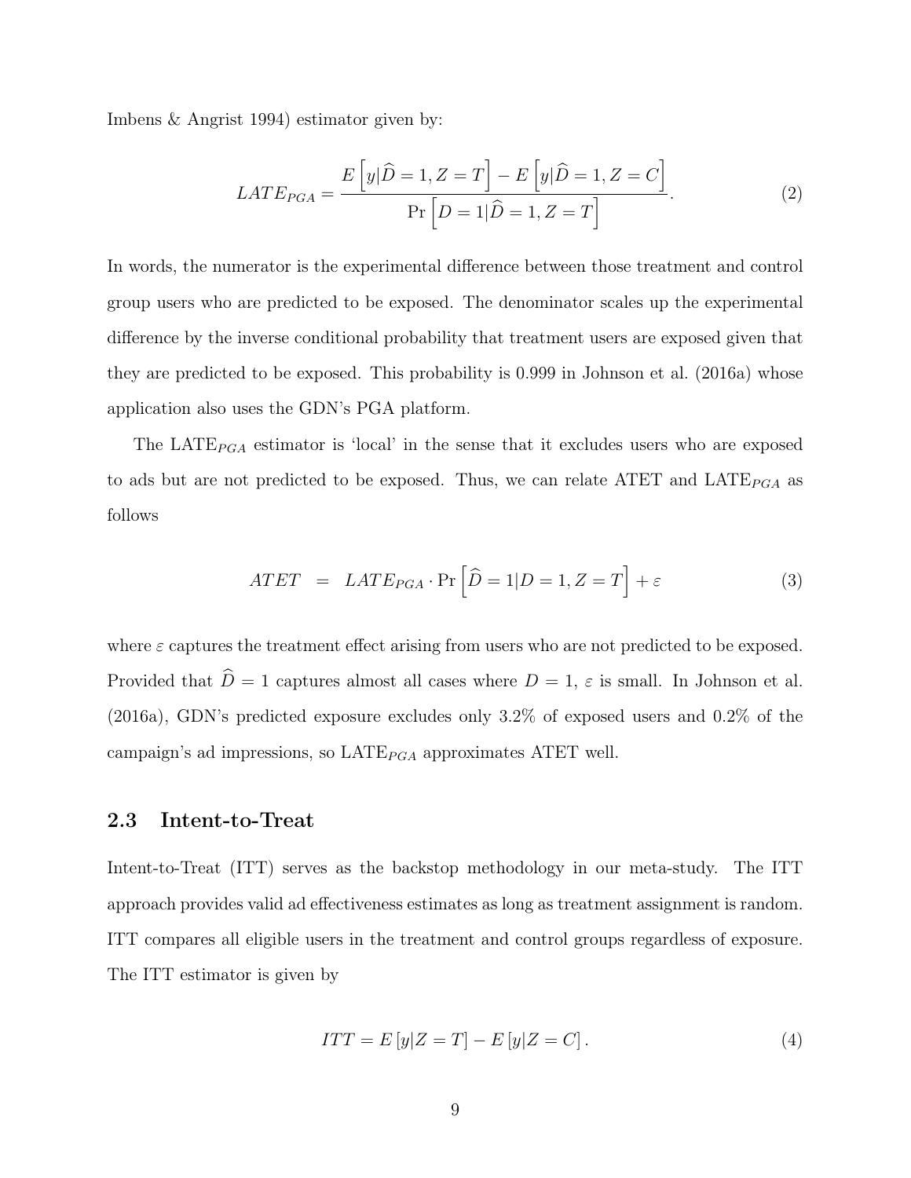Imbens & Angrist 1994) estimator given by:

$$LATE_{PGA} = \frac{E\left[y|\widehat{D}=1, Z=T\right] - E\left[y|\widehat{D}=1, Z=C\right]}{\Pr\left[D=1|\widehat{D}=1, Z=T\right]}. \tag{2}$$

In words, the numerator is the experimental difference between those treatment and control group users who are predicted to be exposed. The denominator scales up the experimental difference by the inverse conditional probability that treatment users are exposed given that they are predicted to be exposed. This probability is 0.999 in Johnson et al. (2016a) whose application also uses the GDN's PGA platform.

The $\text{LATE}_{PGA}$ estimator is 'local' in the sense that it excludes users who are exposed to ads but are not predicted to be exposed. Thus, we can relate ATET and $\text{LATE}_{PGA}$ as follows

$$ATET = LATE_{PGA} \cdot \Pr\left[\widehat{D}=1|D=1, Z=T\right] + \varepsilon \tag{3}$$

where $\varepsilon$ captures the treatment effect arising from users who are not predicted to be exposed. Provided that $\widehat{D}=1$ captures almost all cases where $D=1$, $\varepsilon$ is small. In Johnson et al. (2016a), GDN's predicted exposure excludes only 3.2% of exposed users and 0.2% of the campaign's ad impressions, so $\text{LATE}_{PGA}$ approximates ATET well.

### 2.3 Intent-to-Treat

Intent-to-Treat (ITT) serves as the backstop methodology in our meta-study. The ITT approach provides valid ad effectiveness estimates as long as treatment assignment is random. ITT compares all eligible users in the treatment and control groups regardless of exposure. The ITT estimator is given by

$$ITT = E\left[y|Z=T\right] - E\left[y|Z=C\right]. \tag{4}$$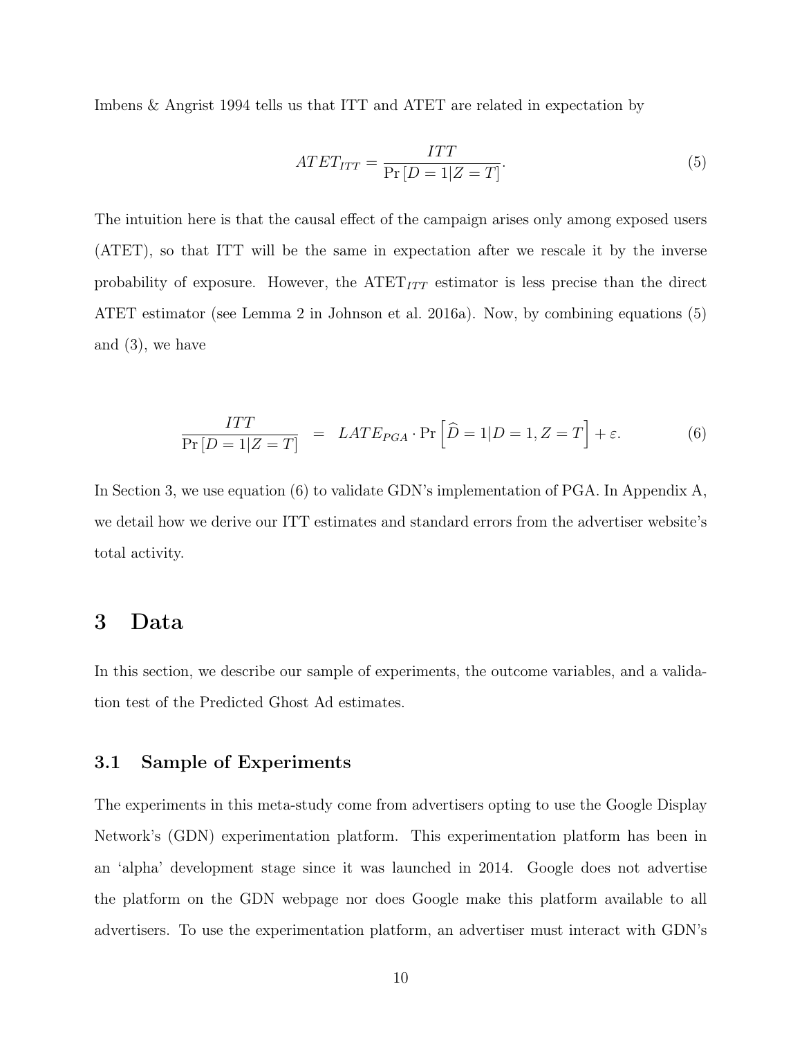Imbens & Angrist 1994 tells us that ITT and ATET are related in expectation by

$$ATET_{ITT} = \frac{ITT}{\Pr\left[D=1|Z=T\right]}. \tag{5}$$

The intuition here is that the causal effect of the campaign arises only among exposed users (ATET), so that ITT will be the same in expectation after we rescale it by the inverse probability of exposure. However, the $\text{ATET}_{ITT}$ estimator is less precise than the direct ATET estimator (see Lemma 2 in Johnson et al. 2016a). Now, by combining equations (5) and (3), we have

$$\frac{ITT}{\Pr\left[D=1|Z=T\right]} \quad = \quad LATE_{PGA} \cdot \Pr\left[\widehat{D}=1|D=1,Z=T\right] + \varepsilon. \tag{6}$$

In Section 3, we use equation (6) to validate GDN's implementation of PGA. In Appendix A, we detail how we derive our ITT estimates and standard errors from the advertiser website's total activity.

# 3 Data

In this section, we describe our sample of experiments, the outcome variables, and a validation test of the Predicted Ghost Ad estimates.

## 3.1 Sample of Experiments

The experiments in this meta-study come from advertisers opting to use the Google Display Network's (GDN) experimentation platform. This experimentation platform has been in an 'alpha' development stage since it was launched in 2014. Google does not advertise the platform on the GDN webpage nor does Google make this platform available to all advertisers. To use the experimentation platform, an advertiser must interact with GDN's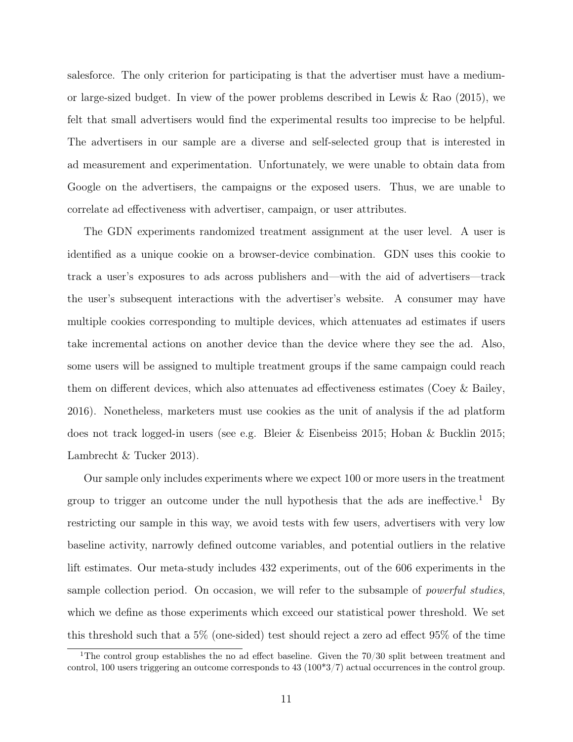salesforce. The only criterion for participating is that the advertiser must have a medium- or large-sized budget. In view of the power problems described in Lewis & Rao (2015), we felt that small advertisers would find the experimental results too imprecise to be helpful. The advertisers in our sample are a diverse and self-selected group that is interested in ad measurement and experimentation. Unfortunately, we were unable to obtain data from Google on the advertisers, the campaigns or the exposed users. Thus, we are unable to correlate ad effectiveness with advertiser, campaign, or user attributes.

The GDN experiments randomized treatment assignment at the user level. A user is identified as a unique cookie on a browser-device combination. GDN uses this cookie to track a user's exposures to ads across publishers and—with the aid of advertisers—track the user's subsequent interactions with the advertiser's website. A consumer may have multiple cookies corresponding to multiple devices, which attenuates ad estimates if users take incremental actions on another device than the device where they see the ad. Also, some users will be assigned to multiple treatment groups if the same campaign could reach them on different devices, which also attenuates ad effectiveness estimates (Coey & Bailey, 2016). Nonetheless, marketers must use cookies as the unit of analysis if the ad platform does not track logged-in users (see e.g. Bleier & Eisenbeiss 2015; Hoban & Bucklin 2015; Lambrecht & Tucker 2013).

Our sample only includes experiments where we expect 100 or more users in the treatment group to trigger an outcome under the null hypothesis that the ads are ineffective.[1] By restricting our sample in this way, we avoid tests with few users, advertisers with very low baseline activity, narrowly defined outcome variables, and potential outliers in the relative lift estimates. Our meta-study includes 432 experiments, out of the 606 experiments in the sample collection period. On occasion, we will refer to the subsample of *powerful studies*, which we define as those experiments which exceed our statistical power threshold. We set this threshold such that a 5% (one-sided) test should reject a zero ad effect 95% of the time

[1] The control group establishes the no ad effect baseline. Given the 70/30 split between treatment and control, 100 users triggering an outcome corresponds to 43 (100*3/7) actual occurrences in the control group.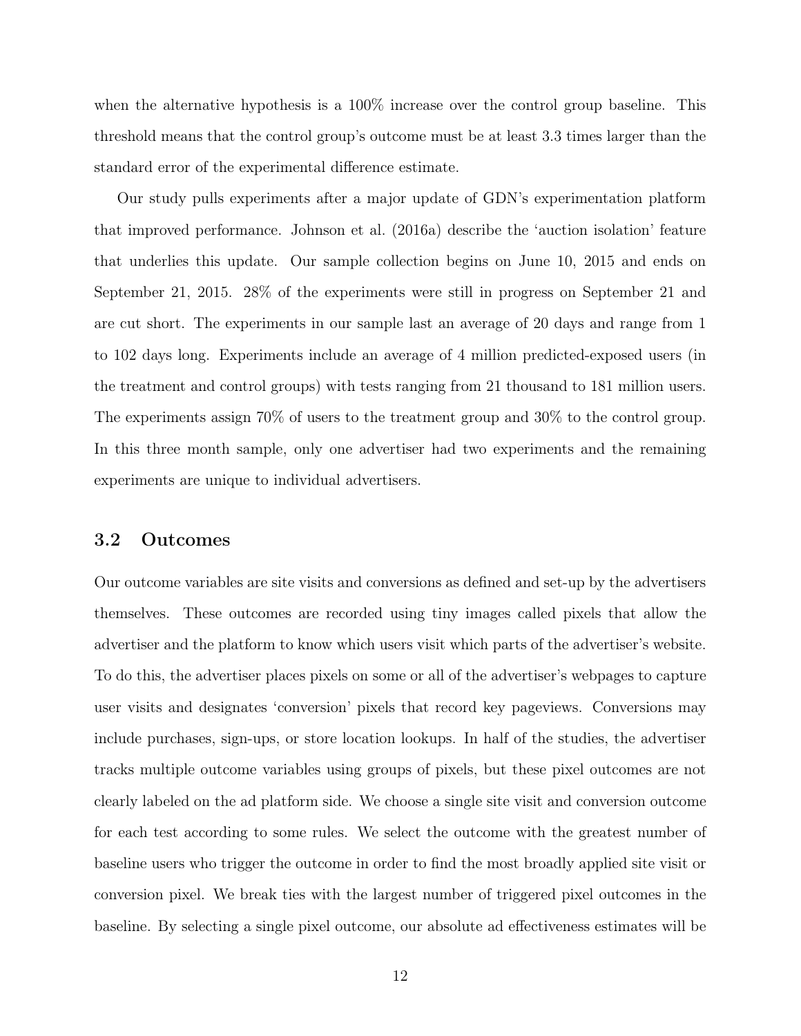when the alternative hypothesis is a 100% increase over the control group baseline. This threshold means that the control group's outcome must be at least 3.3 times larger than the standard error of the experimental difference estimate.

Our study pulls experiments after a major update of GDN's experimentation platform that improved performance. Johnson et al. (2016a) describe the 'auction isolation' feature that underlies this update. Our sample collection begins on June 10, 2015 and ends on September 21, 2015. 28% of the experiments were still in progress on September 21 and are cut short. The experiments in our sample last an average of 20 days and range from 1 to 102 days long. Experiments include an average of 4 million predicted-exposed users (in the treatment and control groups) with tests ranging from 21 thousand to 181 million users. The experiments assign 70% of users to the treatment group and 30% to the control group. In this three month sample, only one advertiser had two experiments and the remaining experiments are unique to individual advertisers.

## 3.2 Outcomes

Our outcome variables are site visits and conversions as defined and set-up by the advertisers themselves. These outcomes are recorded using tiny images called pixels that allow the advertiser and the platform to know which users visit which parts of the advertiser's website. To do this, the advertiser places pixels on some or all of the advertiser's webpages to capture user visits and designates 'conversion' pixels that record key pageviews. Conversions may include purchases, sign-ups, or store location lookups. In half of the studies, the advertiser tracks multiple outcome variables using groups of pixels, but these pixel outcomes are not clearly labeled on the ad platform side. We choose a single site visit and conversion outcome for each test according to some rules. We select the outcome with the greatest number of baseline users who trigger the outcome in order to find the most broadly applied site visit or conversion pixel. We break ties with the largest number of triggered pixel outcomes in the baseline. By selecting a single pixel outcome, our absolute ad effectiveness estimates will be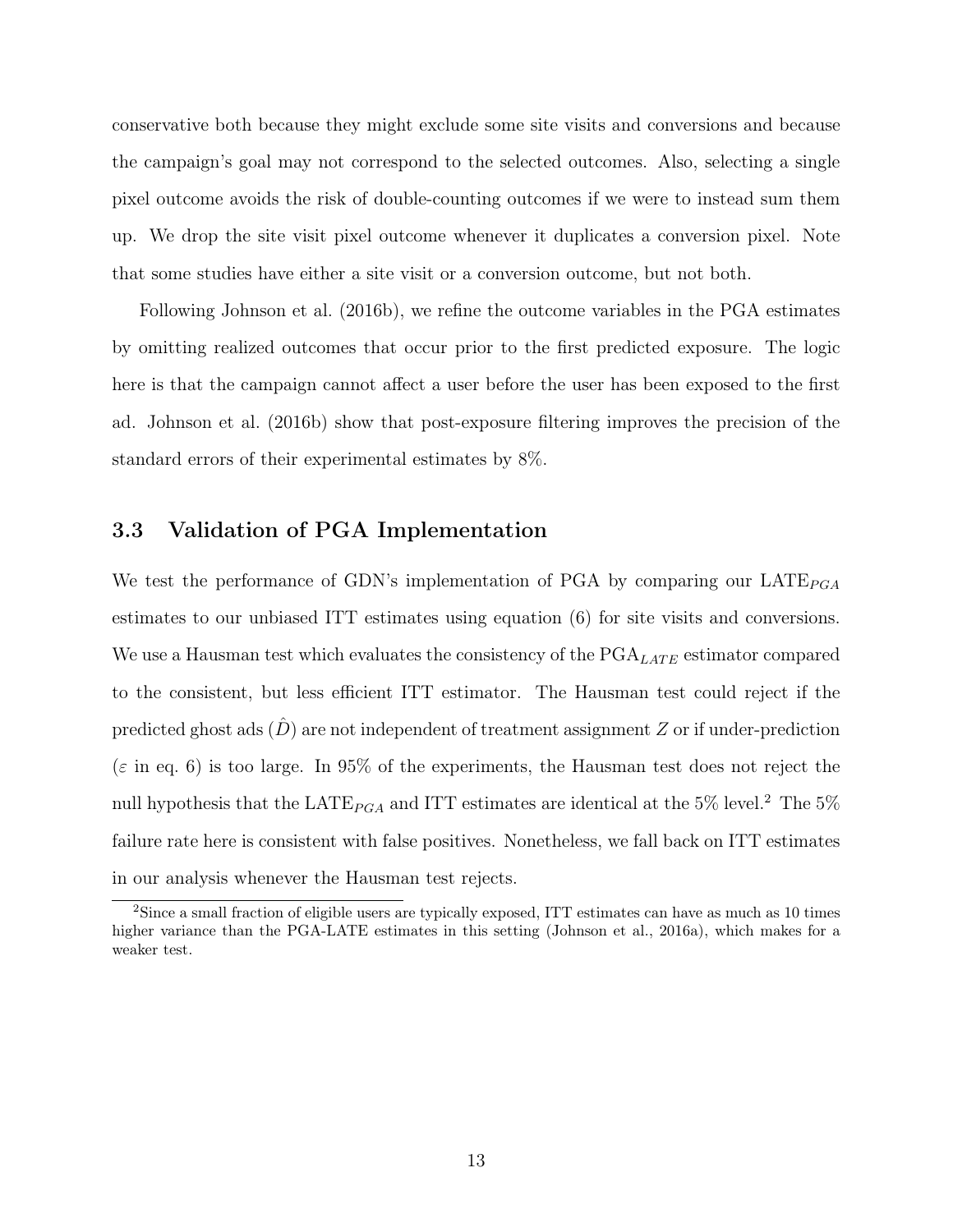conservative both because they might exclude some site visits and conversions and because the campaign's goal may not correspond to the selected outcomes. Also, selecting a single pixel outcome avoids the risk of double-counting outcomes if we were to instead sum them up. We drop the site visit pixel outcome whenever it duplicates a conversion pixel. Note that some studies have either a site visit or a conversion outcome, but not both.

Following Johnson et al. (2016b), we refine the outcome variables in the PGA estimates by omitting realized outcomes that occur prior to the first predicted exposure. The logic here is that the campaign cannot affect a user before the user has been exposed to the first ad. Johnson et al. (2016b) show that post-exposure filtering improves the precision of the standard errors of their experimental estimates by 8%.

## 3.3 Validation of PGA Implementation

We test the performance of GDN's implementation of PGA by comparing our $\text{LATE}_{PGA}$ estimates to our unbiased ITT estimates using equation (6) for site visits and conversions. We use a Hausman test which evaluates the consistency of the $\text{PGA}_{LATE}$ estimator compared to the consistent, but less efficient ITT estimator. The Hausman test could reject if the predicted ghost ads ($\hat{D}$) are not independent of treatment assignment $Z$ or if under-prediction ($\varepsilon$ in eq. 6) is too large. In 95% of the experiments, the Hausman test does not reject the null hypothesis that the $\text{LATE}_{PGA}$ and ITT estimates are identical at the 5% level.[2] The 5% failure rate here is consistent with false positives. Nonetheless, we fall back on ITT estimates in our analysis whenever the Hausman test rejects.

[2] Since a small fraction of eligible users are typically exposed, ITT estimates can have as much as 10 times higher variance than the PGA-LATE estimates in this setting (Johnson et al., 2016a), which makes for a weaker test.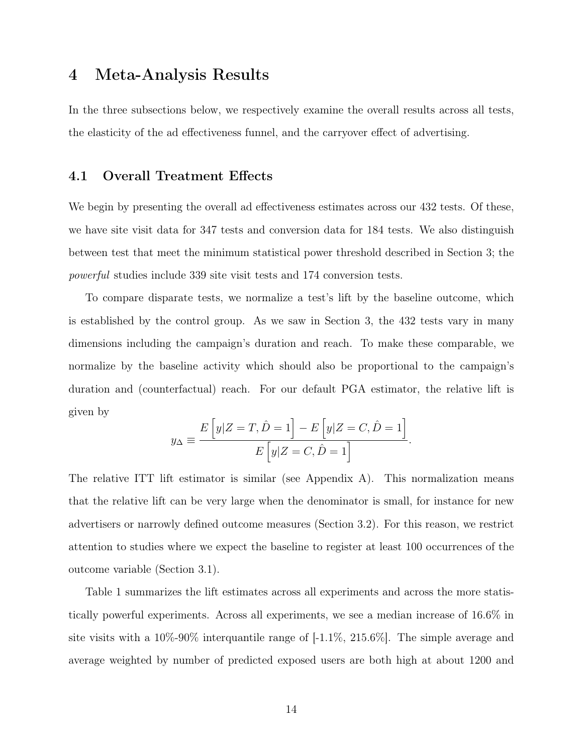# 4 Meta-Analysis Results

In the three subsections below, we respectively examine the overall results across all tests, the elasticity of the ad effectiveness funnel, and the carryover effect of advertising.

## 4.1 Overall Treatment Effects

We begin by presenting the overall ad effectiveness estimates across our 432 tests. Of these, we have site visit data for 347 tests and conversion data for 184 tests. We also distinguish between test that meet the minimum statistical power threshold described in Section 3; the *powerful* studies include 339 site visit tests and 174 conversion tests.

To compare disparate tests, we normalize a test's lift by the baseline outcome, which is established by the control group. As we saw in Section 3, the 432 tests vary in many dimensions including the campaign's duration and reach. To make these comparable, we normalize by the baseline activity which should also be proportional to the campaign's duration and (counterfactual) reach. For our default PGA estimator, the relative lift is given by

$$y_{\Delta} \equiv \frac{E\left[y|Z=T,\hat{D}=1\right]-E\left[y|Z=C,\hat{D}=1\right]}{E\left[y|Z=C,\hat{D}=1\right]}.$$

The relative ITT lift estimator is similar (see Appendix A). This normalization means that the relative lift can be very large when the denominator is small, for instance for new advertisers or narrowly defined outcome measures (Section 3.2). For this reason, we restrict attention to studies where we expect the baseline to register at least 100 occurrences of the outcome variable (Section 3.1).

Table 1 summarizes the lift estimates across all experiments and across the more statistically powerful experiments. Across all experiments, we see a median increase of 16.6% in site visits with a 10%-90% interquantile range of [-1.1%, 215.6%]. The simple average and average weighted by number of predicted exposed users are both high at about 1200 and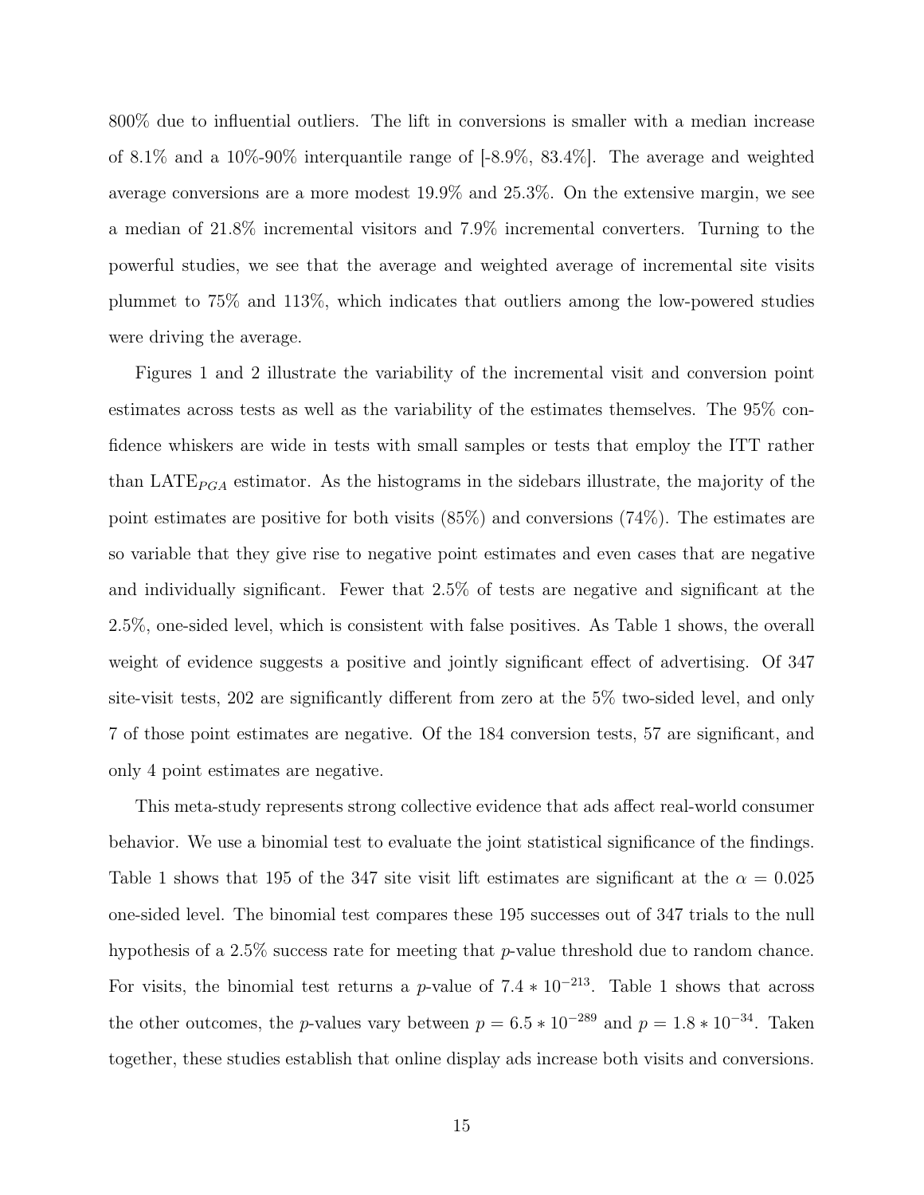800% due to influential outliers. The lift in conversions is smaller with a median increase of 8.1% and a 10%-90% interquantile range of [-8.9%, 83.4%]. The average and weighted average conversions are a more modest 19.9% and 25.3%. On the extensive margin, we see a median of 21.8% incremental visitors and 7.9% incremental converters. Turning to the powerful studies, we see that the average and weighted average of incremental site visits plummet to 75% and 113%, which indicates that outliers among the low-powered studies were driving the average.

Figures 1 and 2 illustrate the variability of the incremental visit and conversion point estimates across tests as well as the variability of the estimates themselves. The 95% confidence whiskers are wide in tests with small samples or tests that employ the ITT rather than $\text{LATE}_{PGA}$ estimator. As the histograms in the sidebars illustrate, the majority of the point estimates are positive for both visits (85%) and conversions (74%). The estimates are so variable that they give rise to negative point estimates and even cases that are negative and individually significant. Fewer that 2.5% of tests are negative and significant at the 2.5%, one-sided level, which is consistent with false positives. As Table 1 shows, the overall weight of evidence suggests a positive and jointly significant effect of advertising. Of 347 site-visit tests, 202 are significantly different from zero at the 5% two-sided level, and only 7 of those point estimates are negative. Of the 184 conversion tests, 57 are significant, and only 4 point estimates are negative.

This meta-study represents strong collective evidence that ads affect real-world consumer behavior. We use a binomial test to evaluate the joint statistical significance of the findings. Table 1 shows that 195 of the 347 site visit lift estimates are significant at the $\alpha = 0.025$ one-sided level. The binomial test compares these 195 successes out of 347 trials to the null hypothesis of a 2.5% success rate for meeting that $p$-value threshold due to random chance. For visits, the binomial test returns a $p$-value of $7.4 * 10^{-213}$. Table 1 shows that across the other outcomes, the $p$-values vary between $p = 6.5 * 10^{-289}$ and $p = 1.8 * 10^{-34}$. Taken together, these studies establish that online display ads increase both visits and conversions.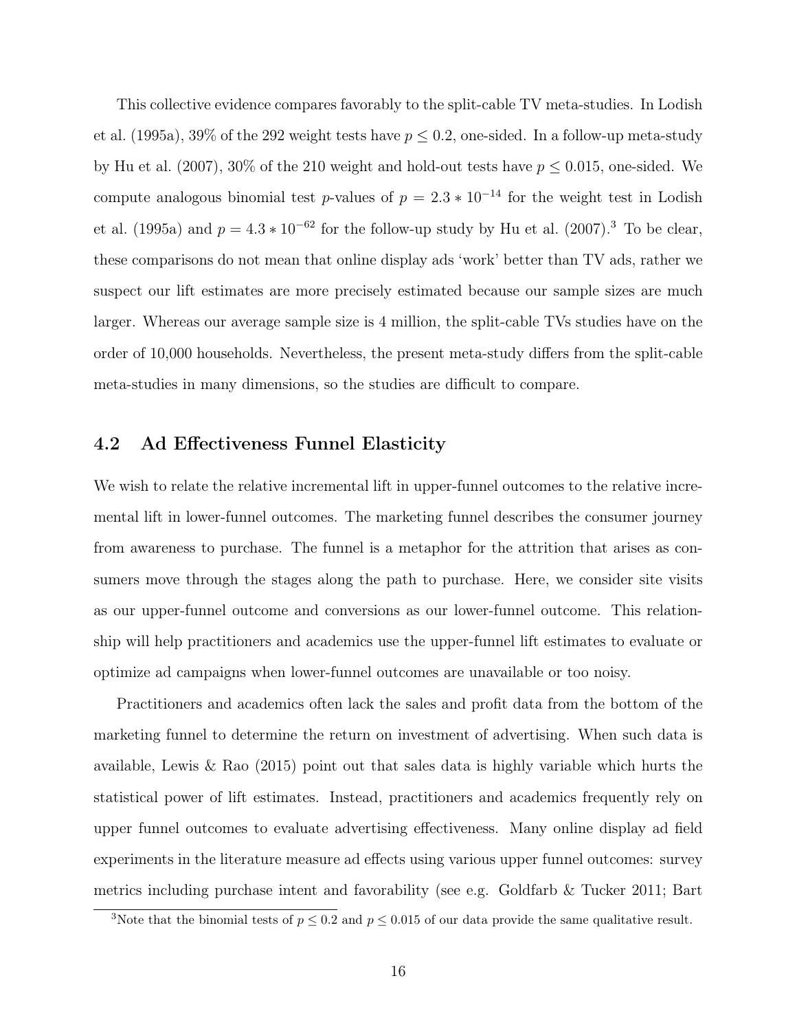This collective evidence compares favorably to the split-cable TV meta-studies. In Lodish et al. (1995a), 39% of the 292 weight tests have $p \leq 0.2$, one-sided. In a follow-up meta-study by Hu et al. (2007), 30% of the 210 weight and hold-out tests have $p \leq 0.015$, one-sided. We compute analogous binomial test $p$-values of $p = 2.3 * 10^{-14}$ for the weight test in Lodish et al. (1995a) and $p = 4.3 * 10^{-62}$ for the follow-up study by Hu et al. (2007).[3] To be clear, these comparisons do not mean that online display ads 'work' better than TV ads, rather we suspect our lift estimates are more precisely estimated because our sample sizes are much larger. Whereas our average sample size is 4 million, the split-cable TVs studies have on the order of 10,000 households. Nevertheless, the present meta-study differs from the split-cable meta-studies in many dimensions, so the studies are difficult to compare.

## 4.2 Ad Effectiveness Funnel Elasticity

We wish to relate the relative incremental lift in upper-funnel outcomes to the relative incremental lift in lower-funnel outcomes. The marketing funnel describes the consumer journey from awareness to purchase. The funnel is a metaphor for the attrition that arises as consumers move through the stages along the path to purchase. Here, we consider site visits as our upper-funnel outcome and conversions as our lower-funnel outcome. This relationship will help practitioners and academics use the upper-funnel lift estimates to evaluate or optimize ad campaigns when lower-funnel outcomes are unavailable or too noisy.

Practitioners and academics often lack the sales and profit data from the bottom of the marketing funnel to determine the return on investment of advertising. When such data is available, Lewis & Rao (2015) point out that sales data is highly variable which hurts the statistical power of lift estimates. Instead, practitioners and academics frequently rely on upper funnel outcomes to evaluate advertising effectiveness. Many online display ad field experiments in the literature measure ad effects using various upper funnel outcomes: survey metrics including purchase intent and favorability (see e.g. Goldfarb & Tucker 2011; Bart

[3]Note that the binomial tests of $p \leq 0.2$ and $p \leq 0.015$ of our data provide the same qualitative result.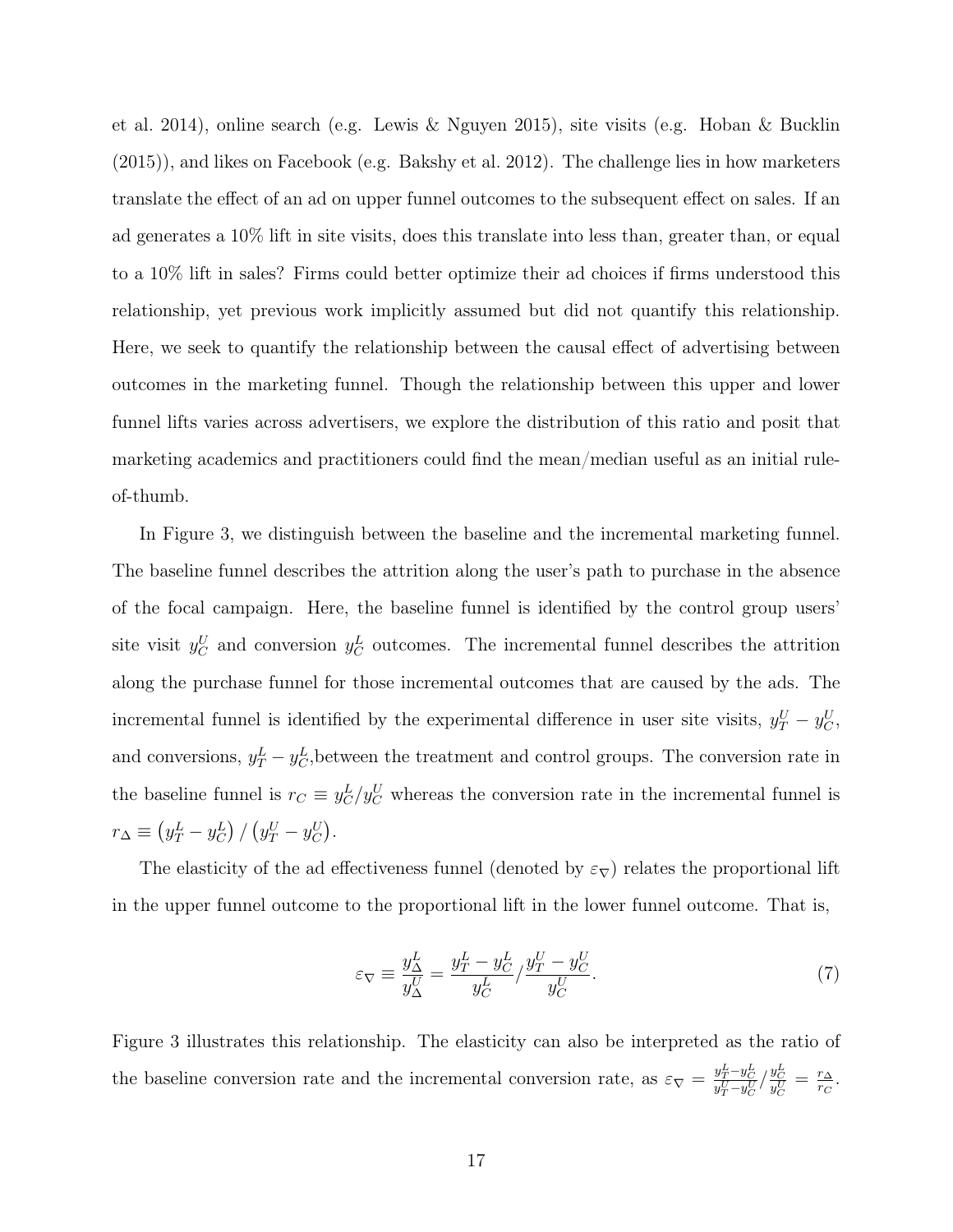et al. 2014), online search (e.g. Lewis & Nguyen 2015), site visits (e.g. Hoban & Bucklin (2015)), and likes on Facebook (e.g. Bakshy et al. 2012). The challenge lies in how marketers translate the effect of an ad on upper funnel outcomes to the subsequent effect on sales. If an ad generates a 10% lift in site visits, does this translate into less than, greater than, or equal to a 10% lift in sales? Firms could better optimize their ad choices if firms understood this relationship, yet previous work implicitly assumed but did not quantify this relationship. Here, we seek to quantify the relationship between the causal effect of advertising between outcomes in the marketing funnel. Though the relationship between this upper and lower funnel lifts varies across advertisers, we explore the distribution of this ratio and posit that marketing academics and practitioners could find the mean/median useful as an initial rule-of-thumb.

In Figure 3, we distinguish between the baseline and the incremental marketing funnel. The baseline funnel describes the attrition along the user's path to purchase in the absence of the focal campaign. Here, the baseline funnel is identified by the control group users' site visit $y_C^U$ and conversion $y_C^L$ outcomes. The incremental funnel describes the attrition along the purchase funnel for those incremental outcomes that are caused by the ads. The incremental funnel is identified by the experimental difference in user site visits, $y_T^U - y_C^U$, and conversions, $y_T^L - y_C^L$,between the treatment and control groups. The conversion rate in the baseline funnel is $r_C \equiv y_C^L / y_C^U$ whereas the conversion rate in the incremental funnel is $r_\Delta \equiv \left(y_T^L - y_C^L\right) / \left(y_T^U - y_C^U\right)$.

The elasticity of the ad effectiveness funnel (denoted by $\varepsilon_\nabla$) relates the proportional lift in the upper funnel outcome to the proportional lift in the lower funnel outcome. That is,

$$\varepsilon_\nabla \equiv \frac{y_\Delta^L}{y_\Delta^U} = \frac{y_T^L - y_C^L}{y_C^L} / \frac{y_T^U - y_C^U}{y_C^U}. \tag{7}$$

Figure 3 illustrates this relationship. The elasticity can also be interpreted as the ratio of the baseline conversion rate and the incremental conversion rate, as $\varepsilon_\nabla = \frac{y_T^L - y_C^L}{y_T^U - y_C^U} / \frac{y_C^L}{y_C^U} = \frac{r_\Delta}{r_C}$.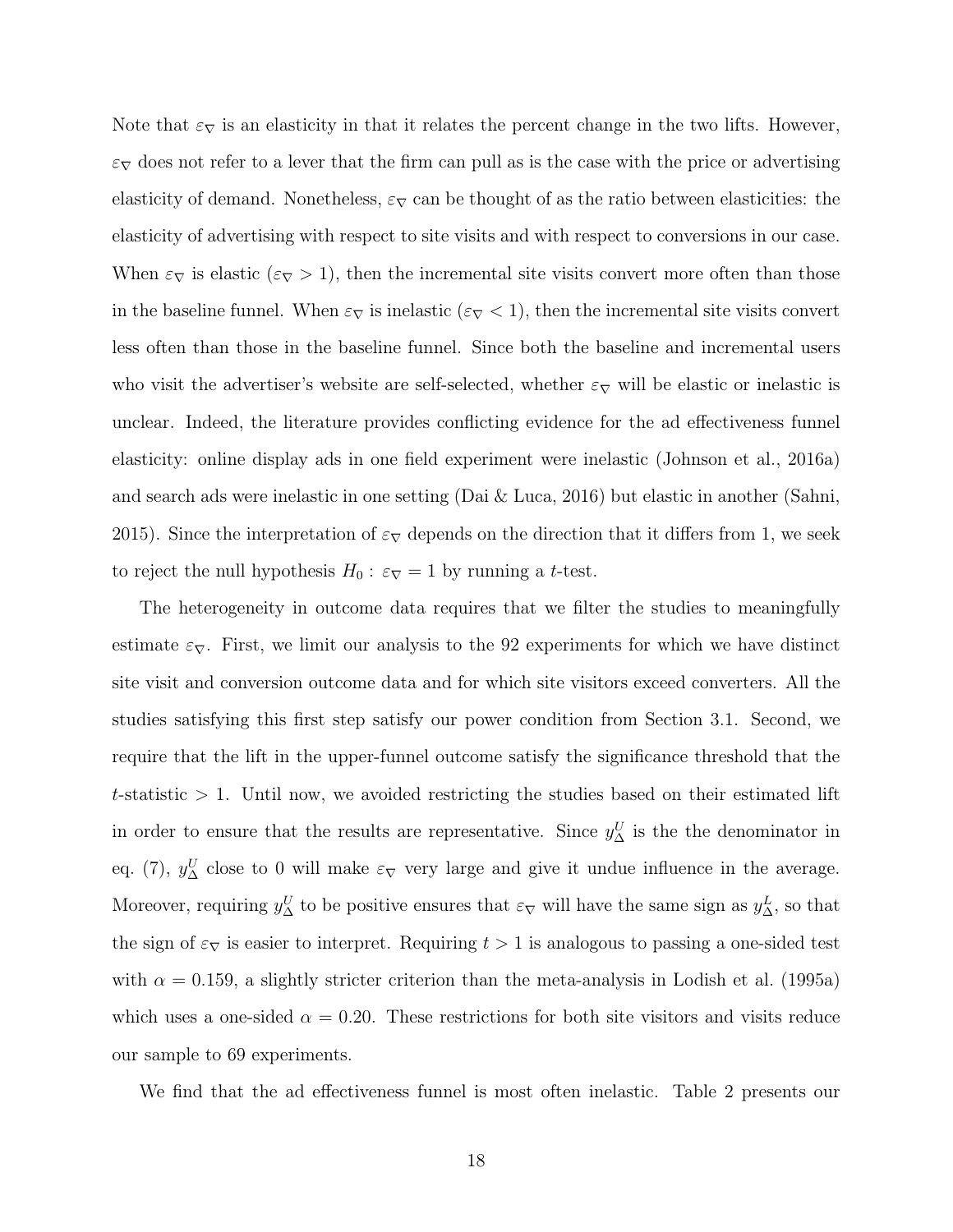Note that $\varepsilon_\nabla$ is an elasticity in that it relates the percent change in the two lifts. However, $\varepsilon_\nabla$ does not refer to a lever that the firm can pull as is the case with the price or advertising elasticity of demand. Nonetheless, $\varepsilon_\nabla$ can be thought of as the ratio between elasticities: the elasticity of advertising with respect to site visits and with respect to conversions in our case. When $\varepsilon_\nabla$ is elastic ($\varepsilon_\nabla > 1$), then the incremental site visits convert more often than those in the baseline funnel. When $\varepsilon_\nabla$ is inelastic ($\varepsilon_\nabla < 1$), then the incremental site visits convert less often than those in the baseline funnel. Since both the baseline and incremental users who visit the advertiser's website are self-selected, whether $\varepsilon_\nabla$ will be elastic or inelastic is unclear. Indeed, the literature provides conflicting evidence for the ad effectiveness funnel elasticity: online display ads in one field experiment were inelastic (Johnson et al., 2016a) and search ads were inelastic in one setting (Dai & Luca, 2016) but elastic in another (Sahni, 2015). Since the interpretation of $\varepsilon_\nabla$ depends on the direction that it differs from 1, we seek to reject the null hypothesis $H_0 : \varepsilon_\nabla = 1$ by running a $t$-test.

The heterogeneity in outcome data requires that we filter the studies to meaningfully estimate $\varepsilon_\nabla$. First, we limit our analysis to the 92 experiments for which we have distinct site visit and conversion outcome data and for which site visitors exceed converters. All the studies satisfying this first step satisfy our power condition from Section 3.1. Second, we require that the lift in the upper-funnel outcome satisfy the significance threshold that the $t$-statistic $> 1$. Until now, we avoided restricting the studies based on their estimated lift in order to ensure that the results are representative. Since $y^U_\Delta$ is the the denominator in eq. (7), $y^U_\Delta$ close to 0 will make $\varepsilon_\nabla$ very large and give it undue influence in the average. Moreover, requiring $y^U_\Delta$ to be positive ensures that $\varepsilon_\nabla$ will have the same sign as $y^L_\Delta$, so that the sign of $\varepsilon_\nabla$ is easier to interpret. Requiring $t > 1$ is analogous to passing a one-sided test with $\alpha = 0.159$, a slightly stricter criterion than the meta-analysis in Lodish et al. (1995a) which uses a one-sided $\alpha = 0.20$. These restrictions for both site visitors and visits reduce our sample to 69 experiments.

We find that the ad effectiveness funnel is most often inelastic. Table 2 presents our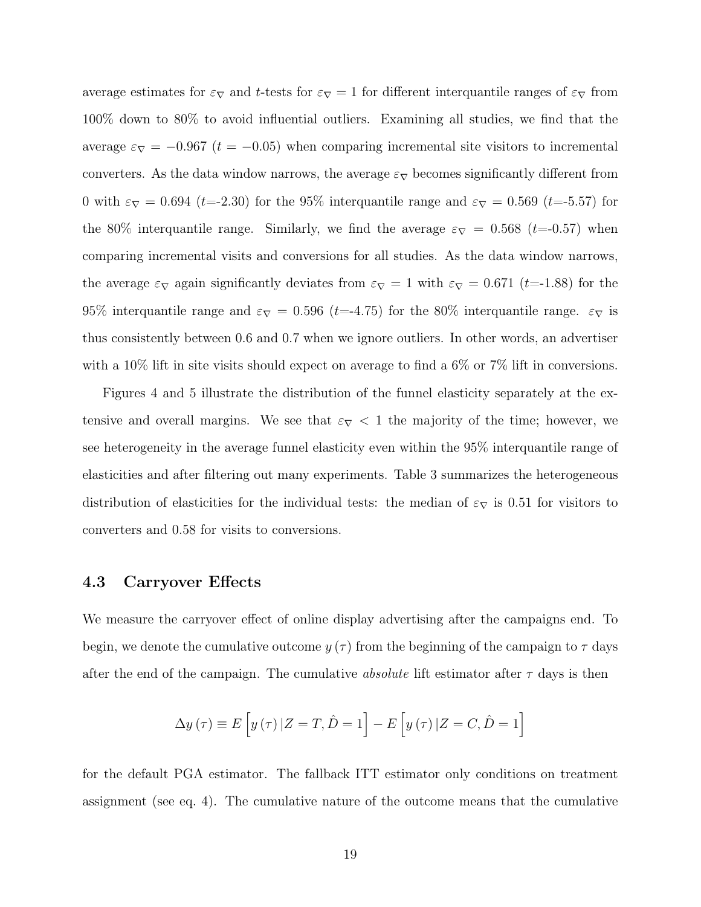average estimates for $\varepsilon_\nabla$ and $t$-tests for $\varepsilon_\nabla = 1$ for different interquantile ranges of $\varepsilon_\nabla$ from 100% down to 80% to avoid influential outliers. Examining all studies, we find that the average $\varepsilon_\nabla = -0.967$ ($t = -0.05$) when comparing incremental site visitors to incremental converters. As the data window narrows, the average $\varepsilon_\nabla$ becomes significantly different from 0 with $\varepsilon_\nabla = 0.694$ ($t$=-2.30) for the 95% interquantile range and $\varepsilon_\nabla = 0.569$ ($t$=-5.57) for the 80% interquantile range. Similarly, we find the average $\varepsilon_\nabla = 0.568$ ($t$=-0.57) when comparing incremental visits and conversions for all studies. As the data window narrows, the average $\varepsilon_\nabla$ again significantly deviates from $\varepsilon_\nabla = 1$ with $\varepsilon_\nabla = 0.671$ ($t$=-1.88) for the 95% interquantile range and $\varepsilon_\nabla = 0.596$ ($t$=-4.75) for the 80% interquantile range. $\varepsilon_\nabla$ is thus consistently between 0.6 and 0.7 when we ignore outliers. In other words, an advertiser with a 10% lift in site visits should expect on average to find a 6% or 7% lift in conversions.

Figures 4 and 5 illustrate the distribution of the funnel elasticity separately at the extensive and overall margins. We see that $\varepsilon_\nabla < 1$ the majority of the time; however, we see heterogeneity in the average funnel elasticity even within the 95% interquantile range of elasticities and after filtering out many experiments. Table 3 summarizes the heterogeneous distribution of elasticities for the individual tests: the median of $\varepsilon_\nabla$ is 0.51 for visitors to converters and 0.58 for visits to conversions.

### 4.3 Carryover Effects

We measure the carryover effect of online display advertising after the campaigns end. To begin, we denote the cumulative outcome $y(\tau)$ from the beginning of the campaign to $\tau$ days after the end of the campaign. The cumulative *absolute* lift estimator after $\tau$ days is then

$$\Delta y(\tau) \equiv E\left[y(\tau)\,|Z = T, \hat{D} = 1\right] - E\left[y(\tau)\,|Z = C, \hat{D} = 1\right]$$

for the default PGA estimator. The fallback ITT estimator only conditions on treatment assignment (see eq. 4). The cumulative nature of the outcome means that the cumulative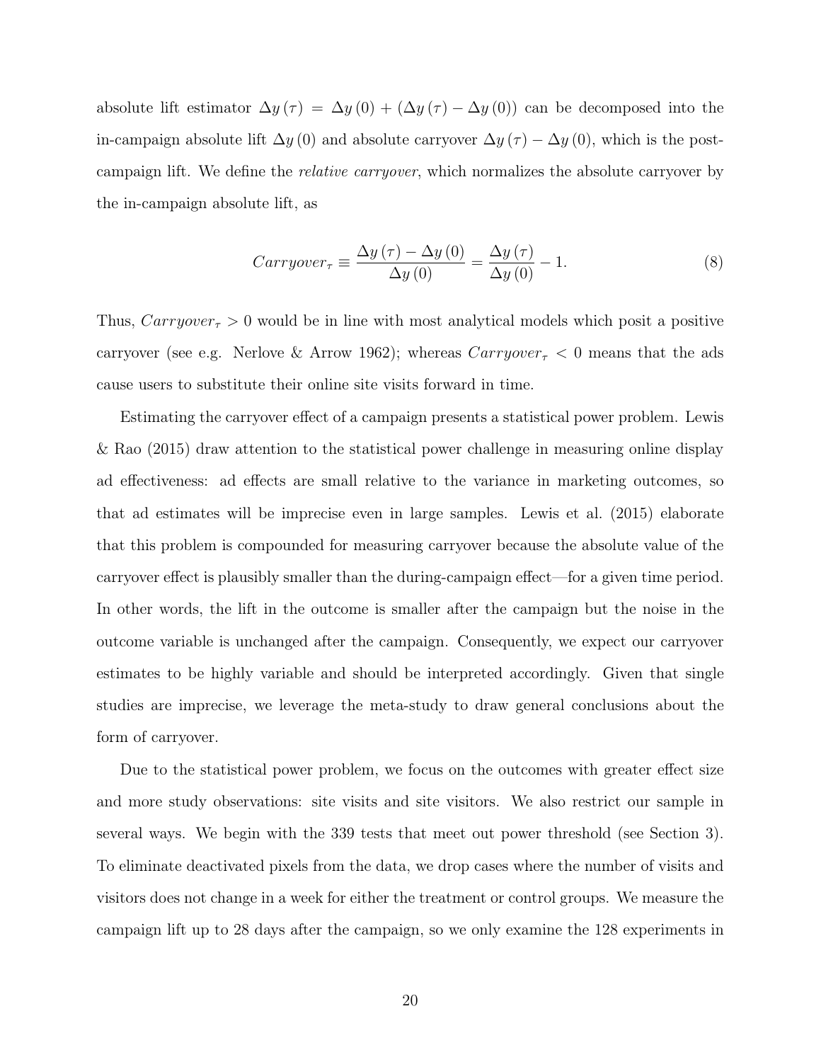absolute lift estimator $\Delta y(\tau) = \Delta y(0) + (\Delta y(\tau) - \Delta y(0))$ can be decomposed into the in-campaign absolute lift $\Delta y(0)$ and absolute carryover $\Delta y(\tau) - \Delta y(0)$, which is the post-campaign lift. We define the *relative carryover*, which normalizes the absolute carryover by the in-campaign absolute lift, as

$$Carryover_{\tau} \equiv \frac{\Delta y(\tau) - \Delta y(0)}{\Delta y(0)} = \frac{\Delta y(\tau)}{\Delta y(0)} - 1. \tag{8}$$

Thus, $Carryover_{\tau} > 0$ would be in line with most analytical models which posit a positive carryover (see e.g. Nerlove & Arrow 1962); whereas $Carryover_{\tau} < 0$ means that the ads cause users to substitute their online site visits forward in time.

Estimating the carryover effect of a campaign presents a statistical power problem. Lewis & Rao (2015) draw attention to the statistical power challenge in measuring online display ad effectiveness: ad effects are small relative to the variance in marketing outcomes, so that ad estimates will be imprecise even in large samples. Lewis et al. (2015) elaborate that this problem is compounded for measuring carryover because the absolute value of the carryover effect is plausibly smaller than the during-campaign effect—for a given time period. In other words, the lift in the outcome is smaller after the campaign but the noise in the outcome variable is unchanged after the campaign. Consequently, we expect our carryover estimates to be highly variable and should be interpreted accordingly. Given that single studies are imprecise, we leverage the meta-study to draw general conclusions about the form of carryover.

Due to the statistical power problem, we focus on the outcomes with greater effect size and more study observations: site visits and site visitors. We also restrict our sample in several ways. We begin with the 339 tests that meet out power threshold (see Section 3). To eliminate deactivated pixels from the data, we drop cases where the number of visits and visitors does not change in a week for either the treatment or control groups. We measure the campaign lift up to 28 days after the campaign, so we only examine the 128 experiments in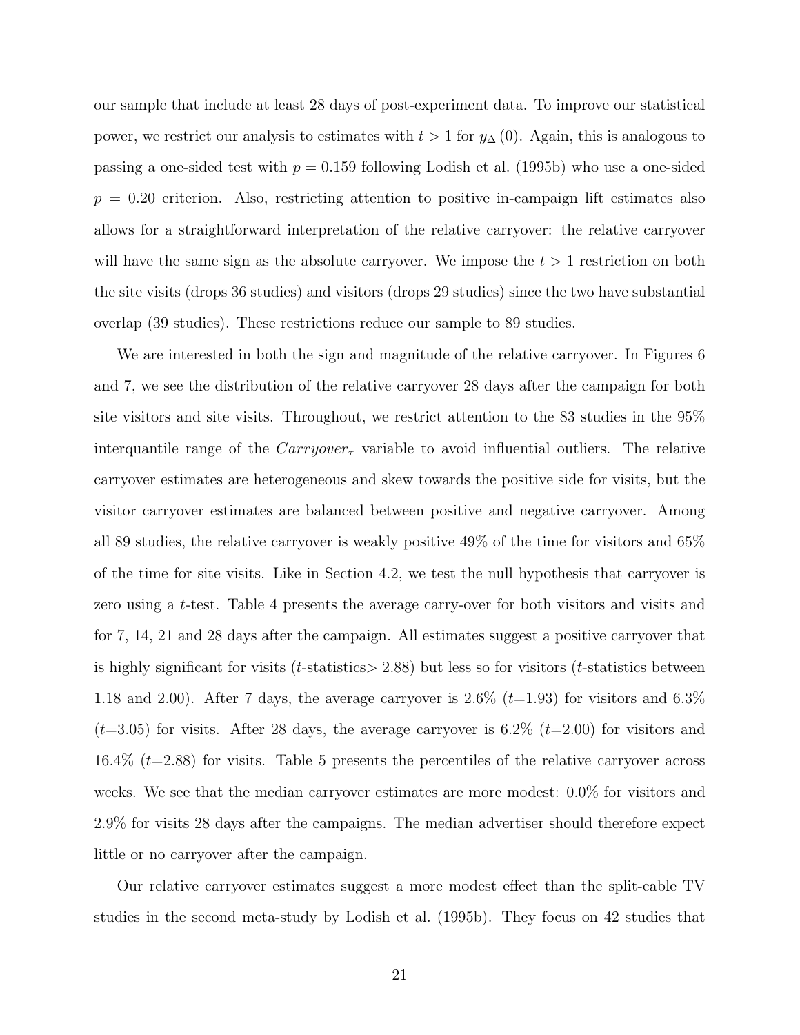our sample that include at least 28 days of post-experiment data. To improve our statistical power, we restrict our analysis to estimates with $t > 1$ for $y_{\Delta}(0)$. Again, this is analogous to passing a one-sided test with $p = 0.159$ following Lodish et al. (1995b) who use a one-sided $p = 0.20$ criterion. Also, restricting attention to positive in-campaign lift estimates also allows for a straightforward interpretation of the relative carryover: the relative carryover will have the same sign as the absolute carryover. We impose the $t > 1$ restriction on both the site visits (drops 36 studies) and visitors (drops 29 studies) since the two have substantial overlap (39 studies). These restrictions reduce our sample to 89 studies.

We are interested in both the sign and magnitude of the relative carryover. In Figures 6 and 7, we see the distribution of the relative carryover 28 days after the campaign for both site visitors and site visits. Throughout, we restrict attention to the 83 studies in the 95% interquantile range of the $Carryover_{\tau}$ variable to avoid influential outliers. The relative carryover estimates are heterogeneous and skew towards the positive side for visits, but the visitor carryover estimates are balanced between positive and negative carryover. Among all 89 studies, the relative carryover is weakly positive 49% of the time for visitors and 65% of the time for site visits. Like in Section 4.2, we test the null hypothesis that carryover is zero using a $t$-test. Table 4 presents the average carry-over for both visitors and visits and for 7, 14, 21 and 28 days after the campaign. All estimates suggest a positive carryover that is highly significant for visits ($t$-statistics$> 2.88$) but less so for visitors ($t$-statistics between 1.18 and 2.00). After 7 days, the average carryover is 2.6% ($t$=1.93) for visitors and 6.3% ($t$=3.05) for visits. After 28 days, the average carryover is 6.2% ($t$=2.00) for visitors and 16.4% ($t$=2.88) for visits. Table 5 presents the percentiles of the relative carryover across weeks. We see that the median carryover estimates are more modest: 0.0% for visitors and 2.9% for visits 28 days after the campaigns. The median advertiser should therefore expect little or no carryover after the campaign.

Our relative carryover estimates suggest a more modest effect than the split-cable TV studies in the second meta-study by Lodish et al. (1995b). They focus on 42 studies that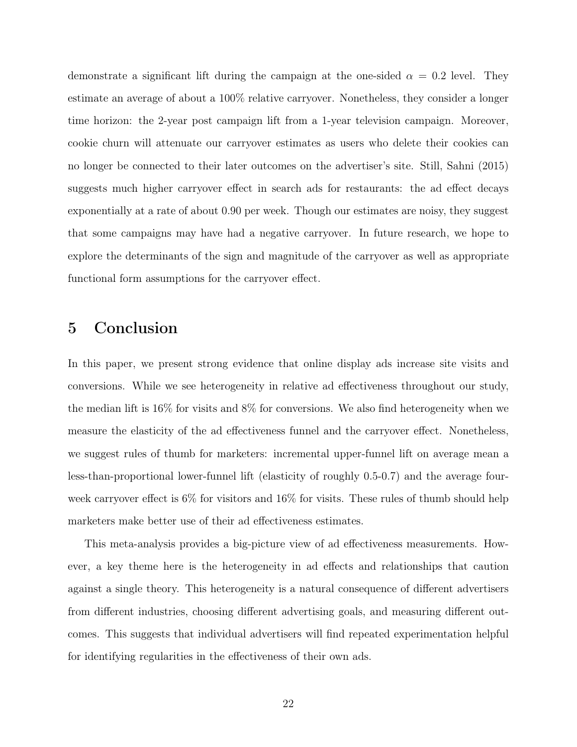demonstrate a significant lift during the campaign at the one-sided $\alpha = 0.2$ level. They estimate an average of about a 100% relative carryover. Nonetheless, they consider a longer time horizon: the 2-year post campaign lift from a 1-year television campaign. Moreover, cookie churn will attenuate our carryover estimates as users who delete their cookies can no longer be connected to their later outcomes on the advertiser's site. Still, Sahni (2015) suggests much higher carryover effect in search ads for restaurants: the ad effect decays exponentially at a rate of about 0.90 per week. Though our estimates are noisy, they suggest that some campaigns may have had a negative carryover. In future research, we hope to explore the determinants of the sign and magnitude of the carryover as well as appropriate functional form assumptions for the carryover effect.

## 5 Conclusion

In this paper, we present strong evidence that online display ads increase site visits and conversions. While we see heterogeneity in relative ad effectiveness throughout our study, the median lift is 16% for visits and 8% for conversions. We also find heterogeneity when we measure the elasticity of the ad effectiveness funnel and the carryover effect. Nonetheless, we suggest rules of thumb for marketers: incremental upper-funnel lift on average mean a less-than-proportional lower-funnel lift (elasticity of roughly 0.5-0.7) and the average four-week carryover effect is 6% for visitors and 16% for visits. These rules of thumb should help marketers make better use of their ad effectiveness estimates.

This meta-analysis provides a big-picture view of ad effectiveness measurements. However, a key theme here is the heterogeneity in ad effects and relationships that caution against a single theory. This heterogeneity is a natural consequence of different advertisers from different industries, choosing different advertising goals, and measuring different outcomes. This suggests that individual advertisers will find repeated experimentation helpful for identifying regularities in the effectiveness of their own ads.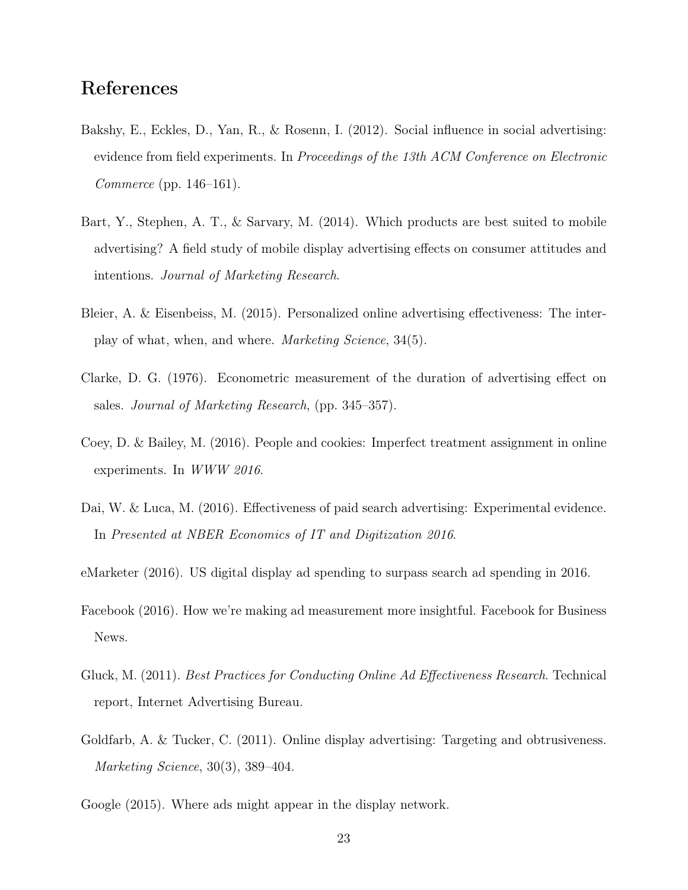## References

Bakshy, E., Eckles, D., Yan, R., & Rosenn, I. (2012). Social influence in social advertising: evidence from field experiments. In *Proceedings of the 13th ACM Conference on Electronic Commerce* (pp. 146–161).

Bart, Y., Stephen, A. T., & Sarvary, M. (2014). Which products are best suited to mobile advertising? A field study of mobile display advertising effects on consumer attitudes and intentions. *Journal of Marketing Research*.

Bleier, A. & Eisenbeiss, M. (2015). Personalized online advertising effectiveness: The interplay of what, when, and where. *Marketing Science*, 34(5).

Clarke, D. G. (1976). Econometric measurement of the duration of advertising effect on sales. *Journal of Marketing Research*, (pp. 345–357).

Coey, D. & Bailey, M. (2016). People and cookies: Imperfect treatment assignment in online experiments. In *WWW 2016*.

Dai, W. & Luca, M. (2016). Effectiveness of paid search advertising: Experimental evidence. In *Presented at NBER Economics of IT and Digitization 2016*.

eMarketer (2016). US digital display ad spending to surpass search ad spending in 2016.

Facebook (2016). How we're making ad measurement more insightful. Facebook for Business News.

Gluck, M. (2011). *Best Practices for Conducting Online Ad Effectiveness Research*. Technical report, Internet Advertising Bureau.

Goldfarb, A. & Tucker, C. (2011). Online display advertising: Targeting and obtrusiveness. *Marketing Science*, 30(3), 389–404.

Google (2015). Where ads might appear in the display network.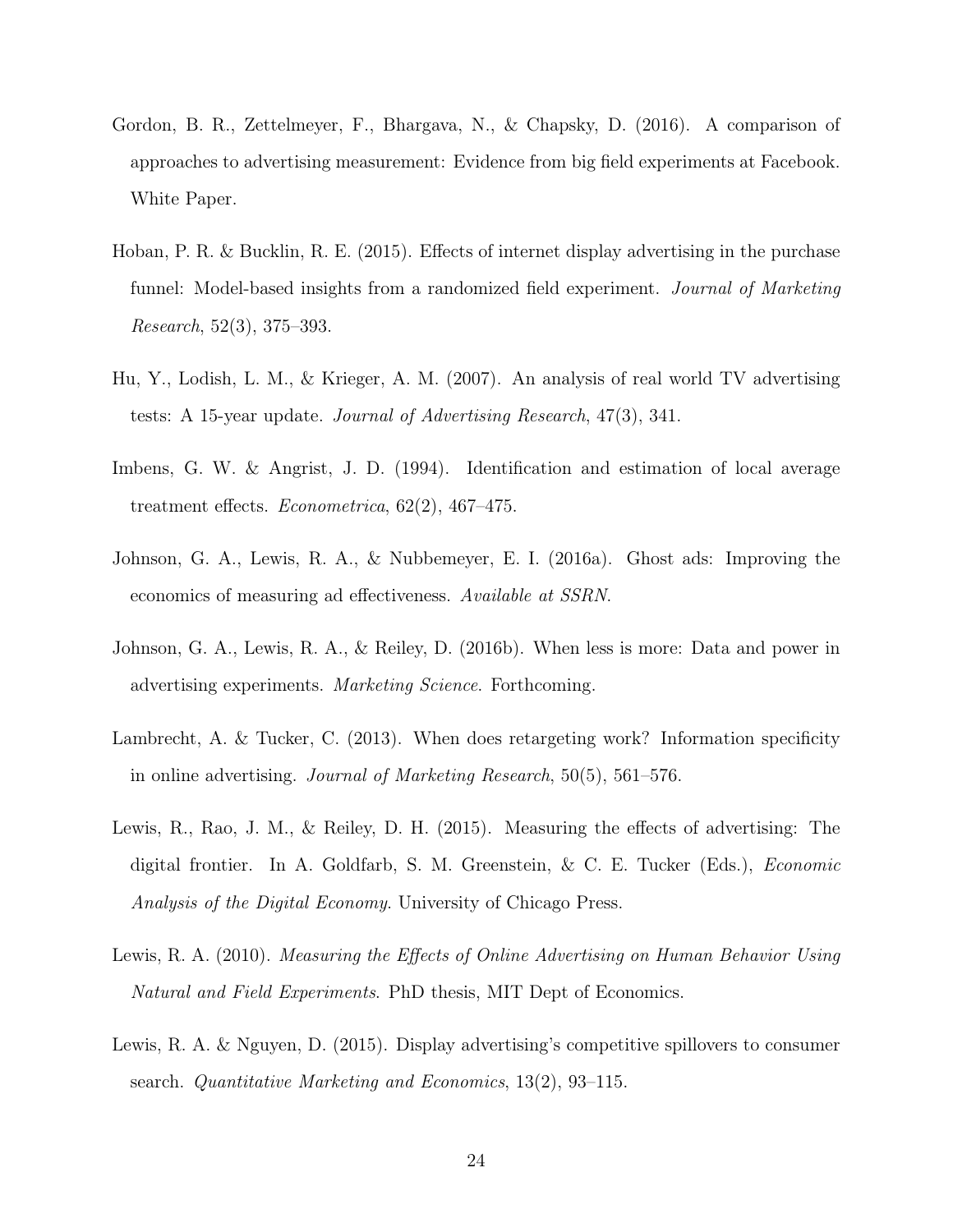Gordon, B. R., Zettelmeyer, F., Bhargava, N., & Chapsky, D. (2016). A comparison of approaches to advertising measurement: Evidence from big field experiments at Facebook. White Paper.

Hoban, P. R. & Bucklin, R. E. (2015). Effects of internet display advertising in the purchase funnel: Model-based insights from a randomized field experiment. *Journal of Marketing Research*, 52(3), 375–393.

Hu, Y., Lodish, L. M., & Krieger, A. M. (2007). An analysis of real world TV advertising tests: A 15-year update. *Journal of Advertising Research*, 47(3), 341.

Imbens, G. W. & Angrist, J. D. (1994). Identification and estimation of local average treatment effects. *Econometrica*, 62(2), 467–475.

Johnson, G. A., Lewis, R. A., & Nubbemeyer, E. I. (2016a). Ghost ads: Improving the economics of measuring ad effectiveness. *Available at SSRN*.

Johnson, G. A., Lewis, R. A., & Reiley, D. (2016b). When less is more: Data and power in advertising experiments. *Marketing Science*. Forthcoming.

Lambrecht, A. & Tucker, C. (2013). When does retargeting work? Information specificity in online advertising. *Journal of Marketing Research*, 50(5), 561–576.

Lewis, R., Rao, J. M., & Reiley, D. H. (2015). Measuring the effects of advertising: The digital frontier. In A. Goldfarb, S. M. Greenstein, & C. E. Tucker (Eds.), *Economic Analysis of the Digital Economy*. University of Chicago Press.

Lewis, R. A. (2010). *Measuring the Effects of Online Advertising on Human Behavior Using Natural and Field Experiments*. PhD thesis, MIT Dept of Economics.

Lewis, R. A. & Nguyen, D. (2015). Display advertising's competitive spillovers to consumer search. *Quantitative Marketing and Economics*, 13(2), 93–115.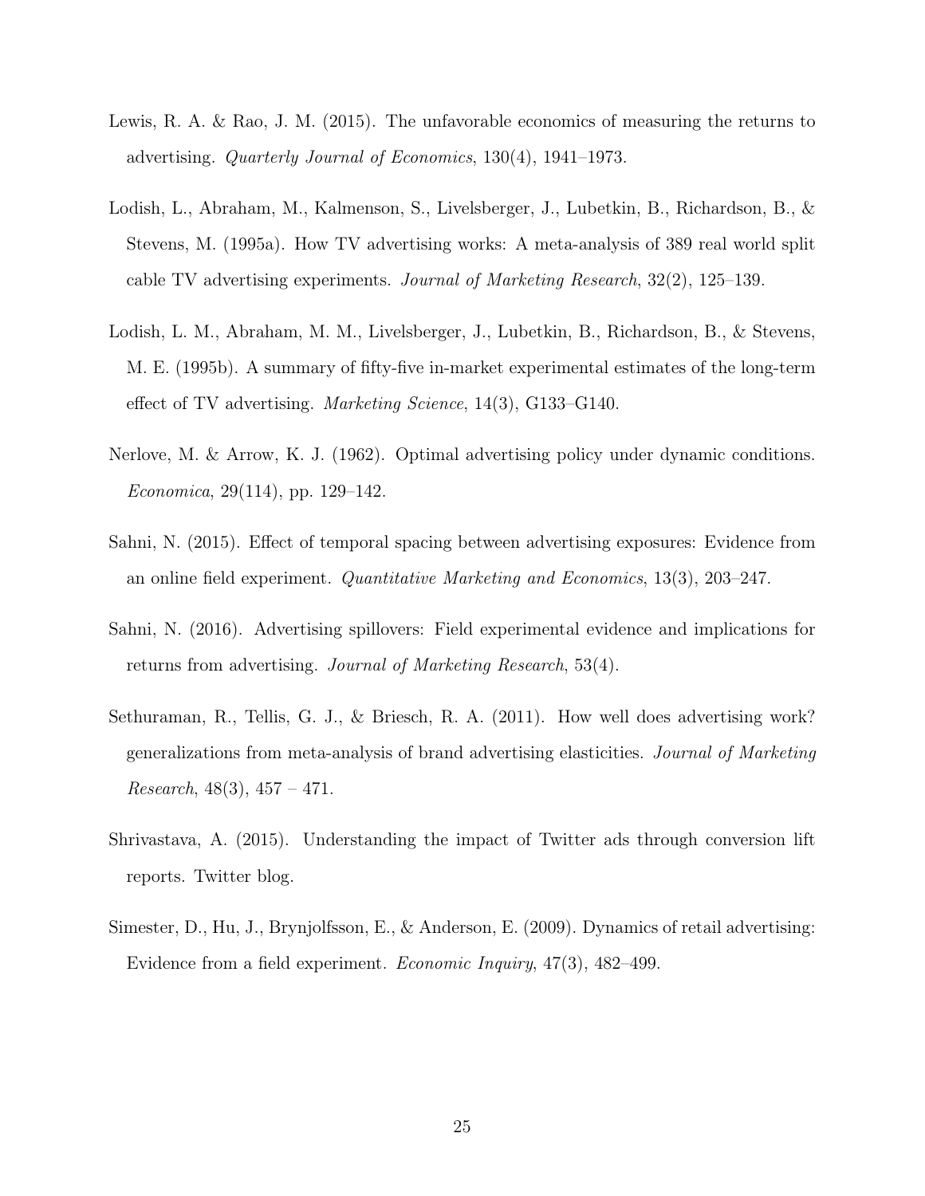Lewis, R. A. & Rao, J. M. (2015). The unfavorable economics of measuring the returns to advertising. *Quarterly Journal of Economics*, 130(4), 1941–1973.

Lodish, L., Abraham, M., Kalmenson, S., Livelsberger, J., Lubetkin, B., Richardson, B., & Stevens, M. (1995a). How TV advertising works: A meta-analysis of 389 real world split cable TV advertising experiments. *Journal of Marketing Research*, 32(2), 125–139.

Lodish, L. M., Abraham, M. M., Livelsberger, J., Lubetkin, B., Richardson, B., & Stevens, M. E. (1995b). A summary of fifty-five in-market experimental estimates of the long-term effect of TV advertising. *Marketing Science*, 14(3), G133–G140.

Nerlove, M. & Arrow, K. J. (1962). Optimal advertising policy under dynamic conditions. *Economica*, 29(114), pp. 129–142.

Sahni, N. (2015). Effect of temporal spacing between advertising exposures: Evidence from an online field experiment. *Quantitative Marketing and Economics*, 13(3), 203–247.

Sahni, N. (2016). Advertising spillovers: Field experimental evidence and implications for returns from advertising. *Journal of Marketing Research*, 53(4).

Sethuraman, R., Tellis, G. J., & Briesch, R. A. (2011). How well does advertising work? generalizations from meta-analysis of brand advertising elasticities. *Journal of Marketing Research*, 48(3), 457 – 471.

Shrivastava, A. (2015). Understanding the impact of Twitter ads through conversion lift reports. Twitter blog.

Simester, D., Hu, J., Brynjolfsson, E., & Anderson, E. (2009). Dynamics of retail advertising: Evidence from a field experiment. *Economic Inquiry*, 47(3), 482–499.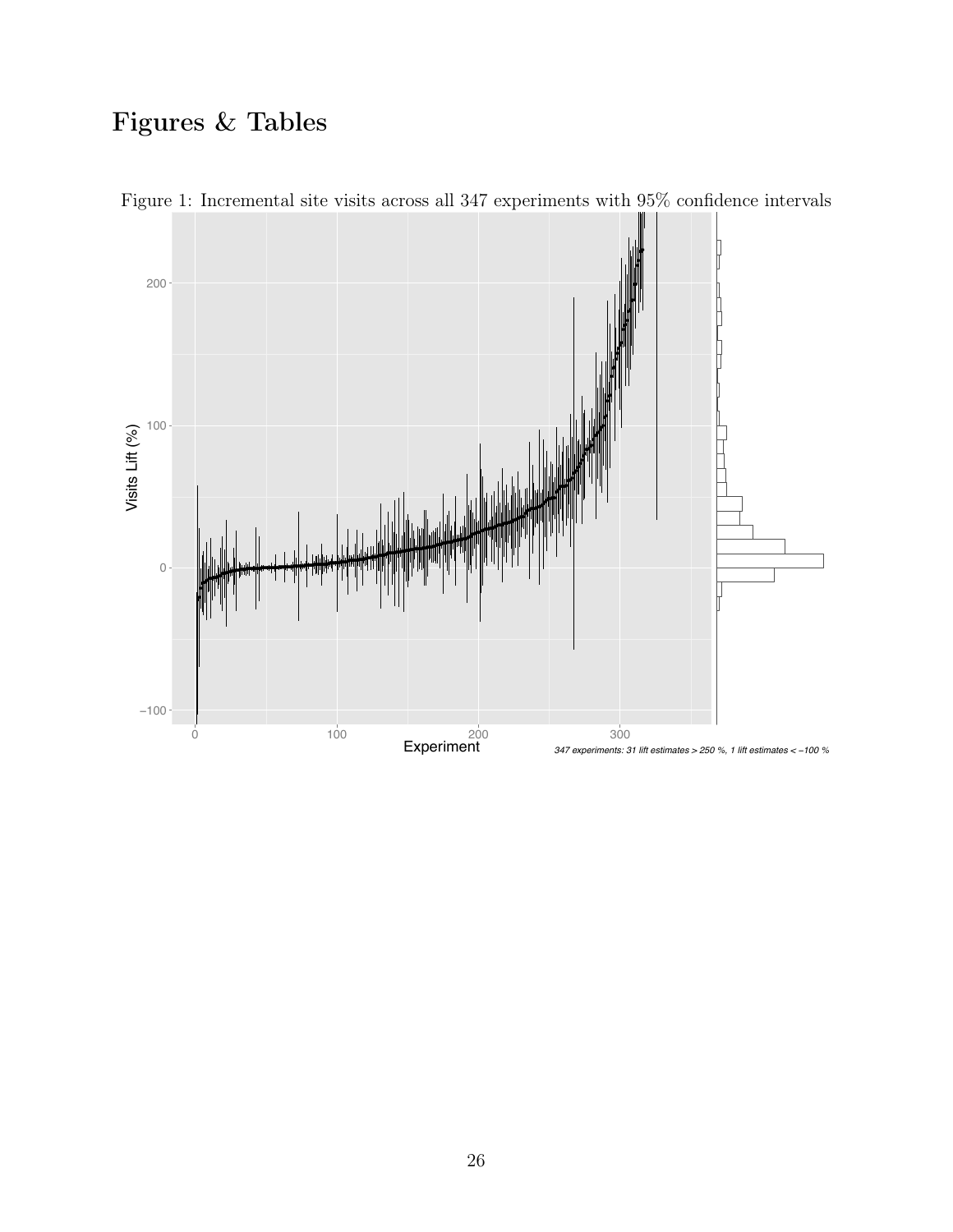# Figures & Tables

Figure 1: Incremental site visits across all 347 experiments with 95% confidence intervals

Visits Lift (%)

200

100

0

−100

0

100

200

300

Experiment

347 experiments: 31 lift estimates > 250 %, 1 lift estimates < −100 %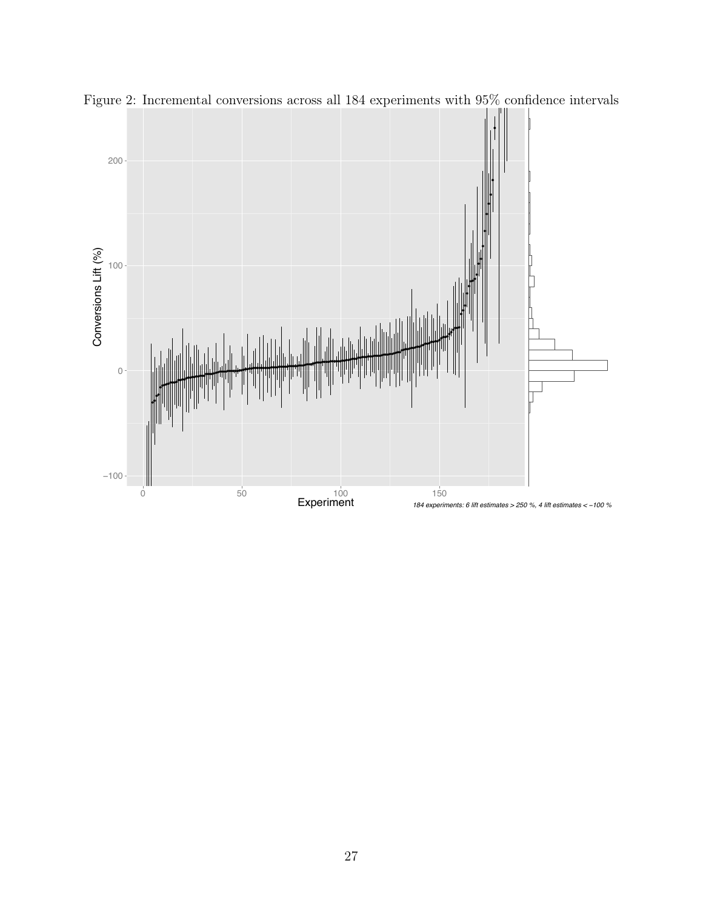Figure 2: Incremental conversions across all 184 experiments with 95% confidence intervals

Conversions Lift (%)

200

100

0

−100

0

50

100

150

Experiment

*184 experiments: 6 lift estimates > 250 %, 4 lift estimates < −100 %*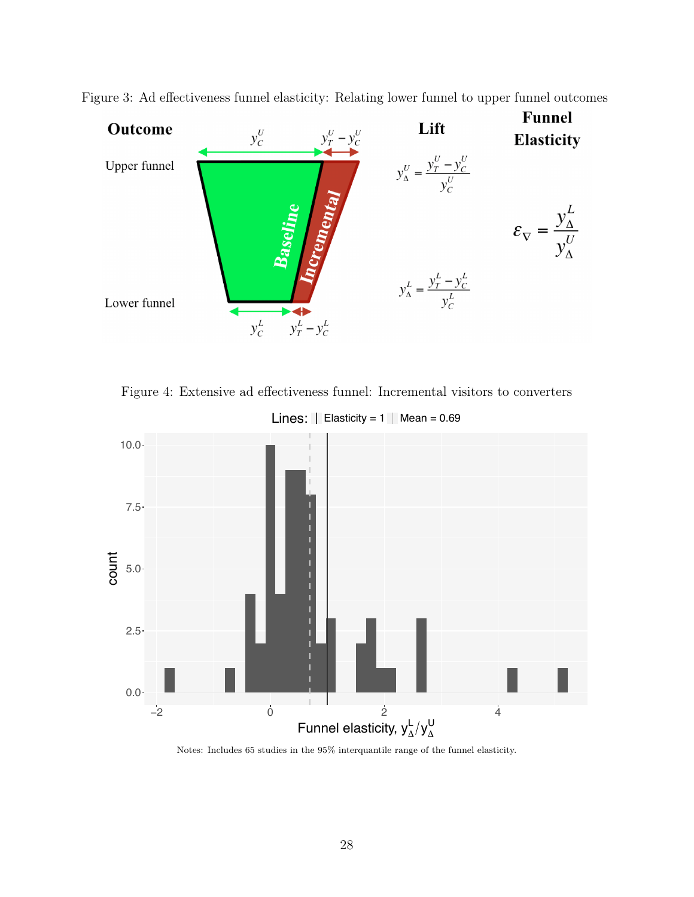Figure 3: Ad effectiveness funnel elasticity: Relating lower funnel to upper funnel outcomes

**Outcome**

Upper funnel

Lower funnel

$y_C^U$

$y_T^U - y_C^U$

Baseline

Incremental

$y_C^L$

$y_T^L - y_C^L$

**Lift**

$$y_\Delta^U = \frac{y_T^U - y_C^U}{y_C^U}$$

$$y_\Delta^L = \frac{y_T^L - y_C^L}{y_C^L}$$

**Funnel Elasticity**

$$\varepsilon_\nabla = \frac{y_\Delta^L}{y_\Delta^U}$$

Figure 4: Extensive ad effectiveness funnel: Incremental visitors to converters

Lines: | Elasticity = 1 | Mean = 0.69

count

10.0
7.5
5.0
2.5
0.0

−2
0
2
4

Funnel elasticity, $y_\Delta^L / y_\Delta^U$

Notes: Includes 65 studies in the 95% interquantile range of the funnel elasticity.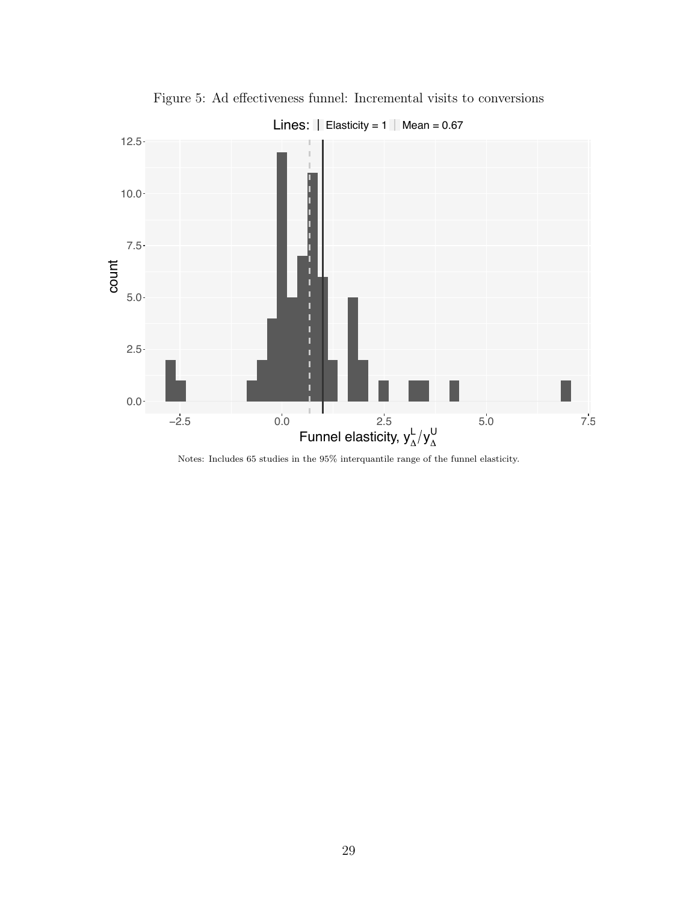Figure 5: Ad effectiveness funnel: Incremental visits to conversions

Lines: Elasticity = 1 | Mean = 0.67

count

12.5

10.0

7.5

5.0

2.5

0.0

−2.5

0.0

2.5

5.0

7.5

Funnel elasticity, $y^L_\Delta / y^U_\Delta$

Notes: Includes 65 studies in the 95% interquantile range of the funnel elasticity.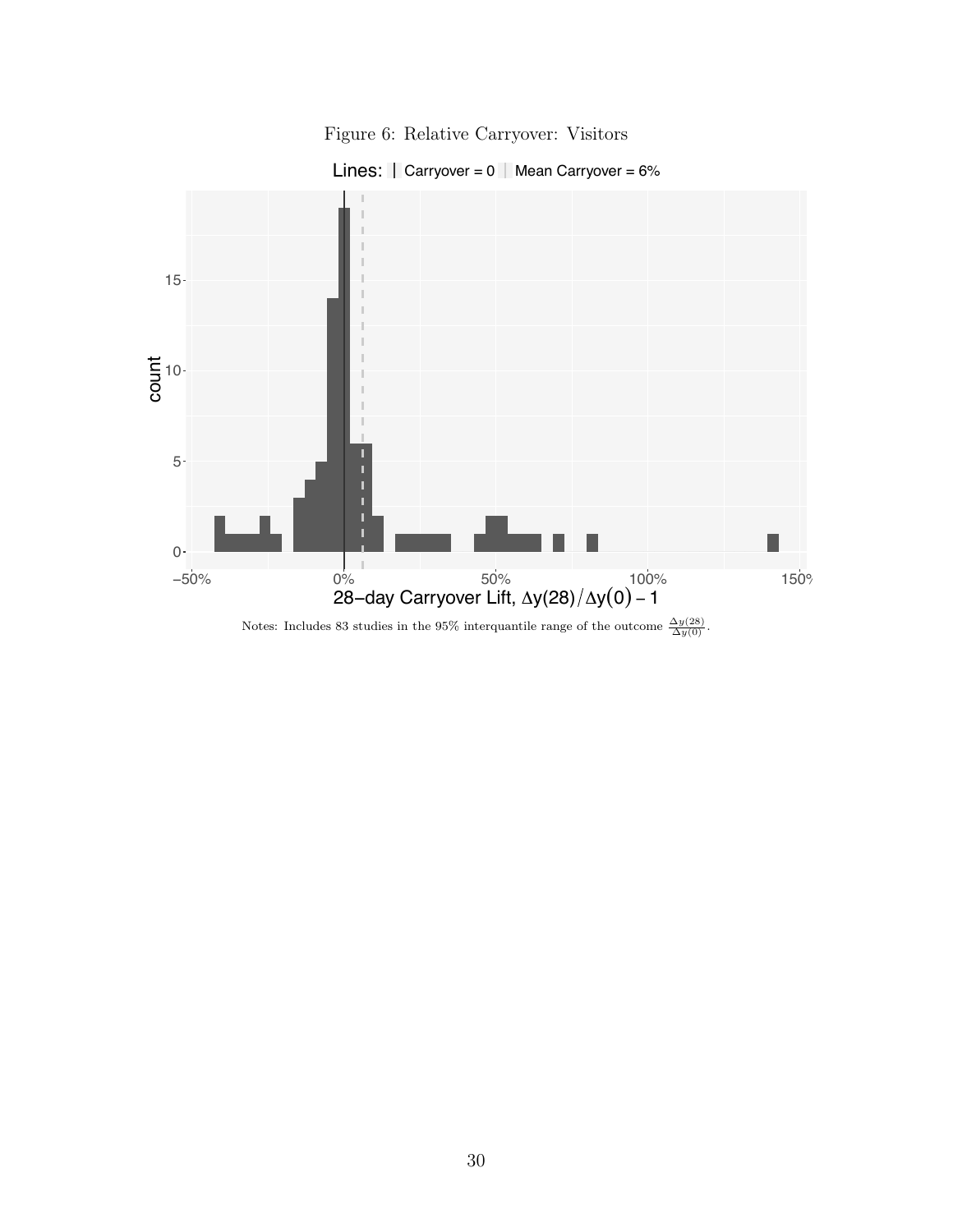Figure 6: Relative Carryover: Visitors

Lines: | Carryover = 0 | Mean Carryover = 6%

count

15

10

5

0

−50%

0%

50%

100%

150%

28−day Carryover Lift, $\Delta y(28)/\Delta y(0) - 1$

Notes: Includes 83 studies in the 95% interquantile range of the outcome $\frac{\Delta y(28)}{\Delta y(0)}$.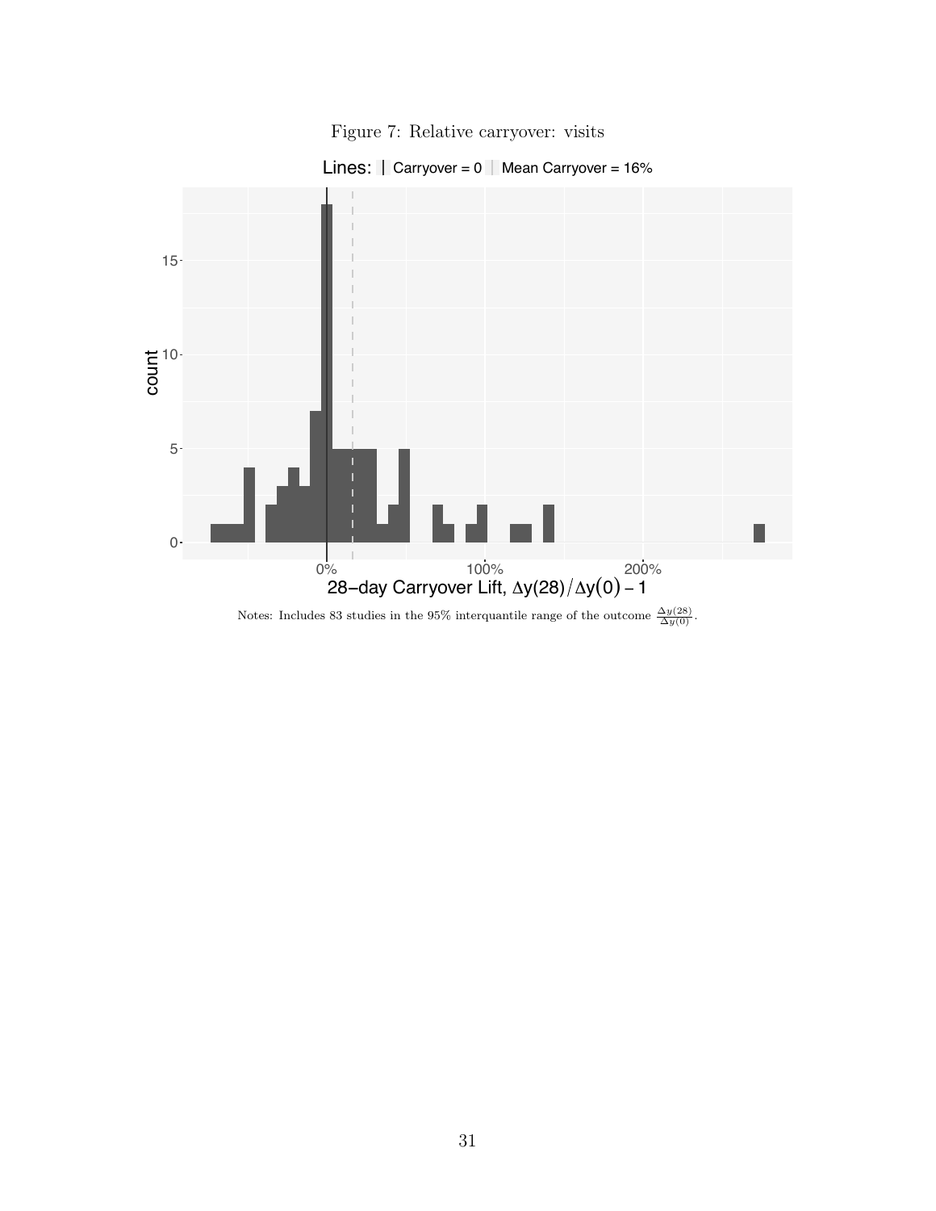Figure 7: Relative carryover: visits

Lines: Carryover = 0 | Mean Carryover = 16%

count

0
5
10
15

0%
100%
200%

28−day Carryover Lift, $\Delta y(28)/\Delta y(0) - 1$

Notes: Includes 83 studies in the 95% interquantile range of the outcome $\frac{\Delta y(28)}{\Delta y(0)}$.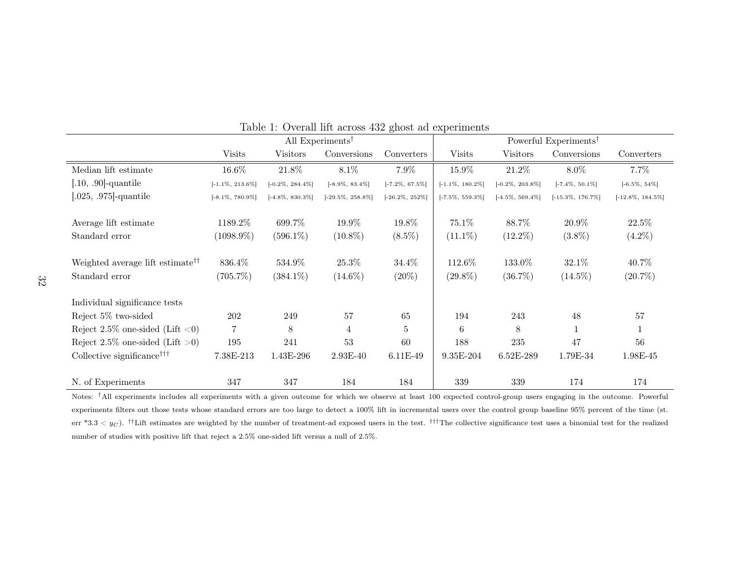Table 1: Overall lift across 432 ghost ad experiments

| | All Experiments[†] | | | | Powerful Experiments[†] | | | |
|---|---|---|---|---|---|---|---|---|
| | Visits | Visitors | Conversions | Converters | Visits | Visitors | Conversions | Converters |
| Median lift estimate | 16.6% | 21.8% | 8.1% | 7.9% | 15.9% | 21.2% | 8.0% | 7.7% |
| [.10, .90]-quantile | [-1.1%, 213.6%] | [-0.2%, 284.4%] | [-8.9%, 83.4%] | [-7.2%, 67.5%] | [-1.1%, 180.2%] | [-0.2%, 203.8%] | [-7.4%, 50.1%] | [-6.5%, 54%] |
| [.025, .975]-quantile | [-8.1%, 780.9%] | [-4.8%, 830.3%] | [-29.5%, 258.8%] | [-26.2%, 252%] | [-7.5%, 559.3%] | [-4.5%, 569.4%] | [-15.3%, 176.7%] | [-12.8%, 184.5%] |
| | | | | | | | | |
| Average lift estimate | 1189.2% | 699.7% | 19.9% | 19.8% | 75.1% | 88.7% | 20.9% | 22.5% |
| Standard error | (1098.9%) | (596.1%) | (10.8%) | (8.5%) | (11.1%) | (12.2%) | (3.8%) | (4.2%) |
| | | | | | | | | |
| Weighted average lift estimate[††] | 836.4% | 534.9% | 25.3% | 34.4% | 112.6% | 133.0% | 32.1% | 40.7% |
| Standard error | (705.7%) | (384.1%) | (14.6%) | (20%) | (29.8%) | (36.7%) | (14.5%) | (20.7%) |
| | | | | | | | | |
| Individual significance tests | | | | | | | | |
| Reject 5% two-sided | 202 | 249 | 57 | 65 | 194 | 243 | 48 | 57 |
| Reject 2.5% one-sided (Lift <0) | 7 | 8 | 4 | 5 | 6 | 8 | 1 | 1 |
| Reject 2.5% one-sided (Lift >0) | 195 | 241 | 53 | 60 | 188 | 235 | 47 | 56 |
| Collective significance[†††] | 7.38E-213 | 1.43E-296 | 2.93E-40 | 6.11E-49 | 9.35E-204 | 6.52E-289 | 1.79E-34 | 1.98E-45 |
| | | | | | | | | |
| N. of Experiments | 347 | 347 | 184 | 184 | 339 | 339 | 174 | 174 |

Notes: [†]All experiments includes all experiments with a given outcome for which we observe at least 100 expected control-group users engaging in the outcome. Powerful experiments filters out those tests whose standard errors are too large to detect a 100% lift in incremental users over the control group baseline 95% percent of the time (st. err *3.3 $< y_C$). [††]Lift estimates are weighted by the number of treatment-ad exposed users in the test. [†††]The collective significance test uses a binomial test for the realized number of studies with positive lift that reject a 2.5% one-sided lift versus a null of 2.5%.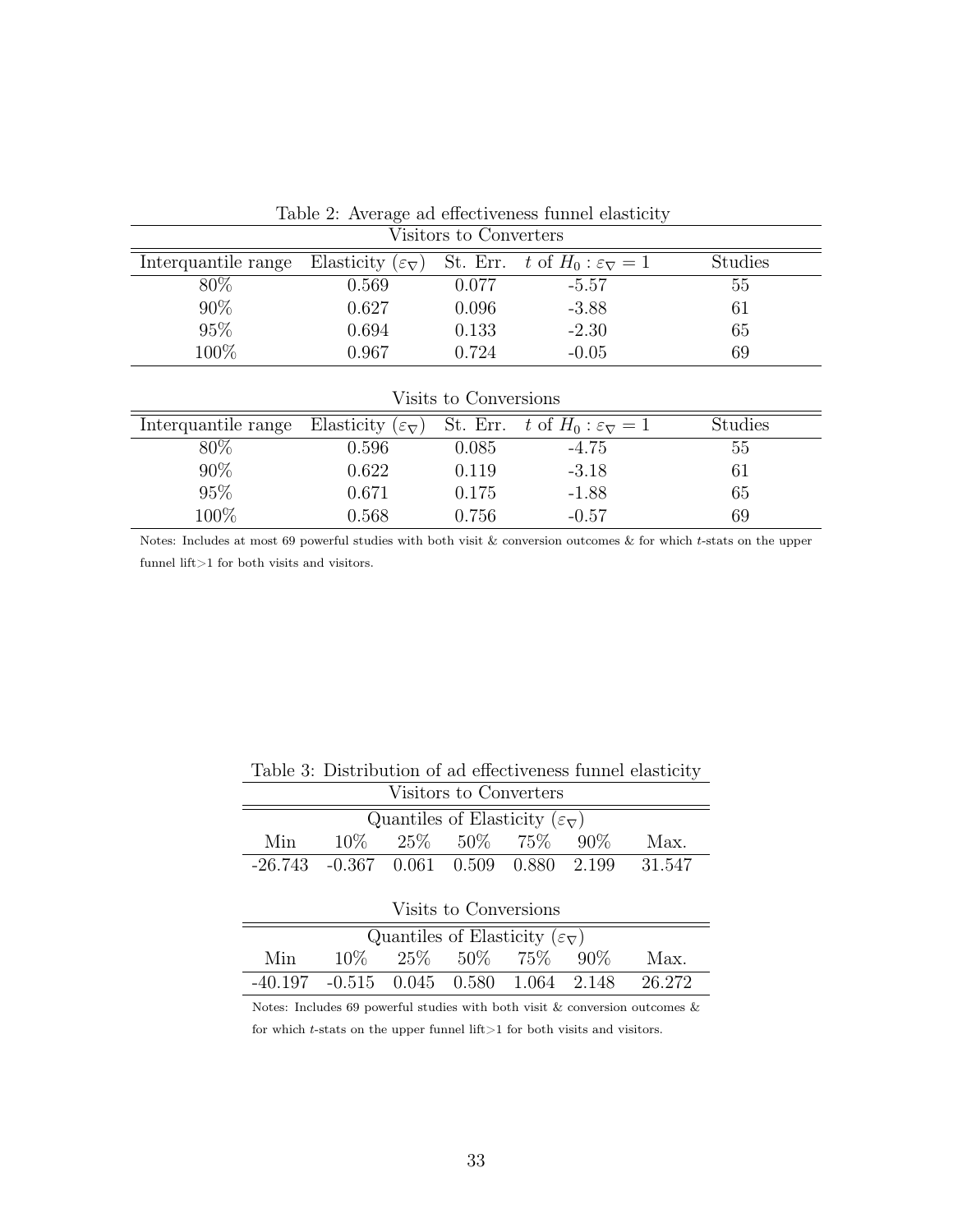Table 2: Average ad effectiveness funnel elasticity

Visitors to Converters

| Interquantile range | Elasticity ($\varepsilon_{\nabla}$) | St. Err. | $t$ of $H_0 : \varepsilon_{\nabla} = 1$ | Studies |
|---|---|---|---|---|
| 80% | 0.569 | 0.077 | -5.57 | 55 |
| 90% | 0.627 | 0.096 | -3.88 | 61 |
| 95% | 0.694 | 0.133 | -2.30 | 65 |
| 100% | 0.967 | 0.724 | -0.05 | 69 |

Visits to Conversions

| Interquantile range | Elasticity ($\varepsilon_{\nabla}$) | St. Err. | $t$ of $H_0 : \varepsilon_{\nabla} = 1$ | Studies |
|---|---|---|---|---|
| 80% | 0.596 | 0.085 | -4.75 | 55 |
| 90% | 0.622 | 0.119 | -3.18 | 61 |
| 95% | 0.671 | 0.175 | -1.88 | 65 |
| 100% | 0.568 | 0.756 | -0.57 | 69 |

Notes: Includes at most 69 powerful studies with both visit & conversion outcomes & for which $t$-stats on the upper funnel lift>1 for both visits and visitors.

Table 3: Distribution of ad effectiveness funnel elasticity

Visitors to Converters

| Quantiles of Elasticity ($\varepsilon_{\nabla}$) | | | | | | |
|---|---|---|---|---|---|---|
| Min | 10% | 25% | 50% | 75% | 90% | Max. |
| -26.743 | -0.367 | 0.061 | 0.509 | 0.880 | 2.199 | 31.547 |

Visits to Conversions

| Quantiles of Elasticity ($\varepsilon_{\nabla}$) | | | | | | |
|---|---|---|---|---|---|---|
| Min | 10% | 25% | 50% | 75% | 90% | Max. |
| -40.197 | -0.515 | 0.045 | 0.580 | 1.064 | 2.148 | 26.272 |

Notes: Includes 69 powerful studies with both visit & conversion outcomes & for which $t$-stats on the upper funnel lift>1 for both visits and visitors.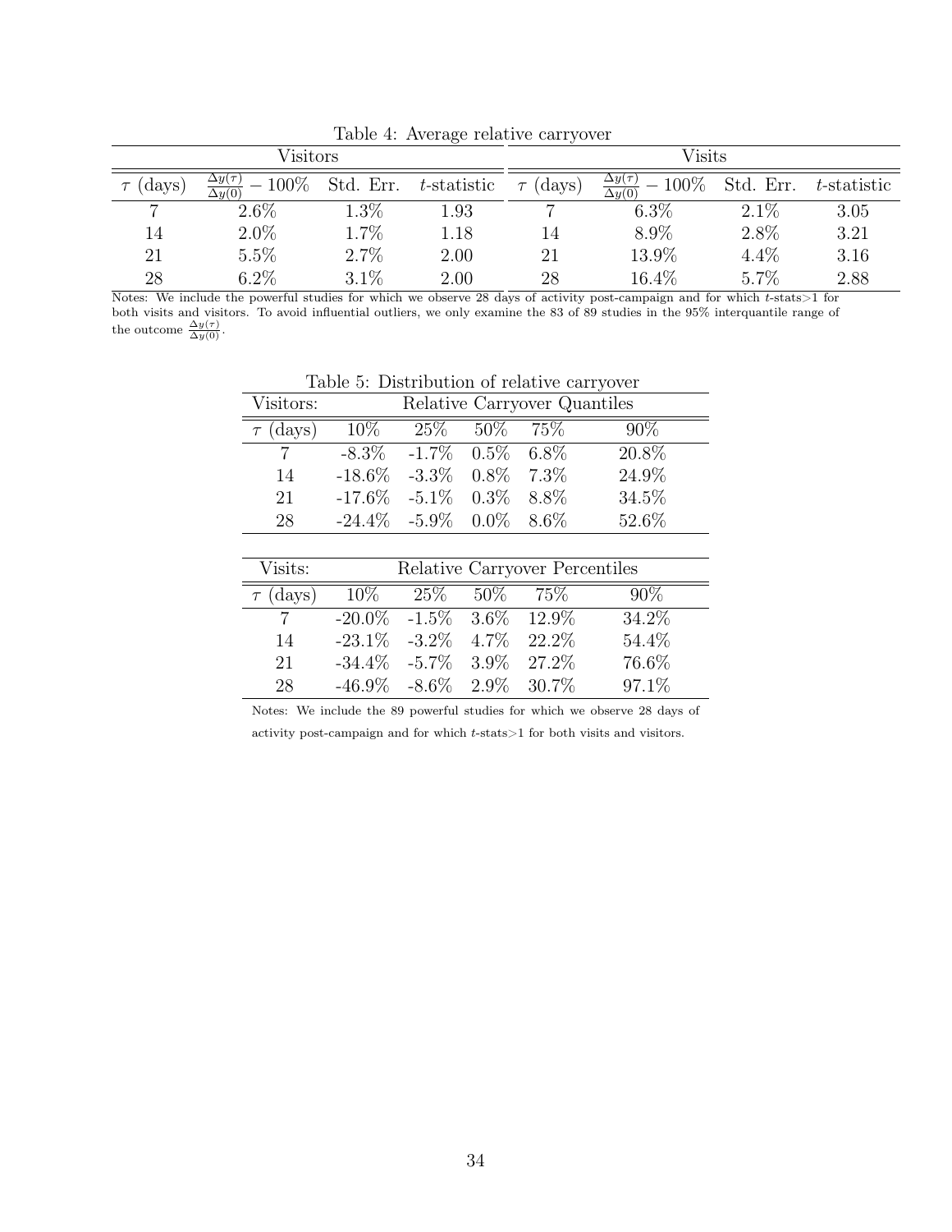Table 4: Average relative carryover

| Visitors | | | | Visits | | | |
|---|---|---|---|---|---|---|---|
| $\tau$ (days) | $\frac{\Delta y(\tau)}{\Delta y(0)} - 100\%$ | Std. Err. | $t$-statistic | $\tau$ (days) | $\frac{\Delta y(\tau)}{\Delta y(0)} - 100\%$ | Std. Err. | $t$-statistic |
| 7 | 2.6% | 1.3% | 1.93 | 7 | 6.3% | 2.1% | 3.05 |
| 14 | 2.0% | 1.7% | 1.18 | 14 | 8.9% | 2.8% | 3.21 |
| 21 | 5.5% | 2.7% | 2.00 | 21 | 13.9% | 4.4% | 3.16 |
| 28 | 6.2% | 3.1% | 2.00 | 28 | 16.4% | 5.7% | 2.88 |

Notes: We include the powerful studies for which we observe 28 days of activity post-campaign and for which $t$-stats>1 for both visits and visitors. To avoid influential outliers, we only examine the 83 of 89 studies in the 95% interquantile range of the outcome $\frac{\Delta y(\tau)}{\Delta y(0)}$.

Table 5: Distribution of relative carryover

| Visitors: | Relative Carryover Quantiles | | | | |
|---|---|---|---|---|---|
| $\tau$ (days) | 10% | 25% | 50% | 75% | 90% |
| 7 | -8.3% | -1.7% | 0.5% | 6.8% | 20.8% |
| 14 | -18.6% | -3.3% | 0.8% | 7.3% | 24.9% |
| 21 | -17.6% | -5.1% | 0.3% | 8.8% | 34.5% |
| 28 | -24.4% | -5.9% | 0.0% | 8.6% | 52.6% |

| Visits: | Relative Carryover Percentiles | | | | |
|---|---|---|---|---|---|
| $\tau$ (days) | 10% | 25% | 50% | 75% | 90% |
| 7 | -20.0% | -1.5% | 3.6% | 12.9% | 34.2% |
| 14 | -23.1% | -3.2% | 4.7% | 22.2% | 54.4% |
| 21 | -34.4% | -5.7% | 3.9% | 27.2% | 76.6% |
| 28 | -46.9% | -8.6% | 2.9% | 30.7% | 97.1% |

Notes: We include the 89 powerful studies for which we observe 28 days of activity post-campaign and for which $t$-stats>1 for both visits and visitors.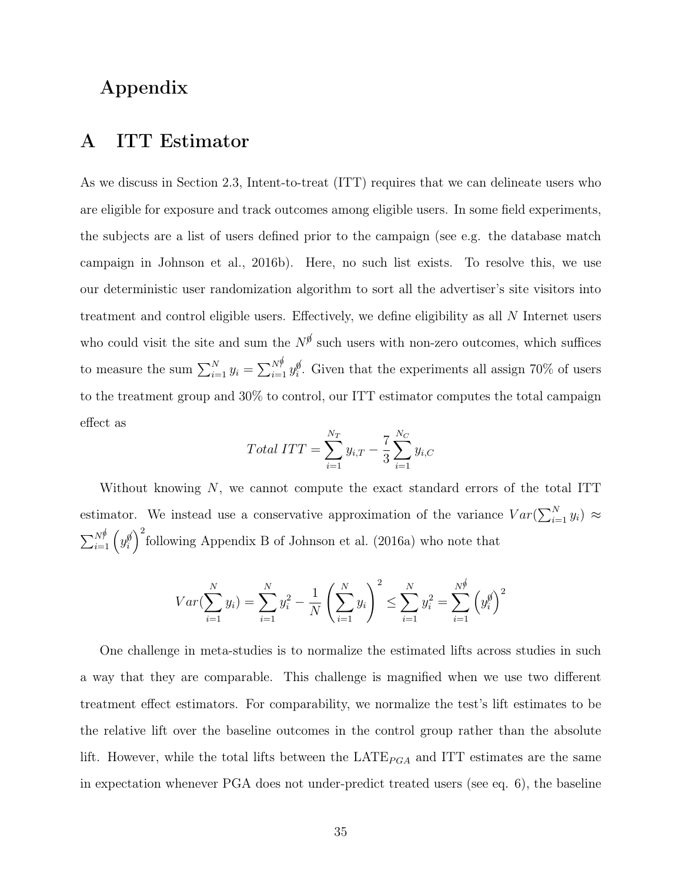# Appendix

## A ITT Estimator

As we discuss in Section 2.3, Intent-to-treat (ITT) requires that we can delineate users who are eligible for exposure and track outcomes among eligible users. In some field experiments, the subjects are a list of users defined prior to the campaign (see e.g. the database match campaign in Johnson et al., 2016b). Here, no such list exists. To resolve this, we use our deterministic user randomization algorithm to sort all the advertiser's site visitors into treatment and control eligible users. Effectively, we define eligibility as all $N$ Internet users who could visit the site and sum the $N^{\not{0}}$ such users with non-zero outcomes, which suffices to measure the sum $\sum_{i=1}^{N} y_i = \sum_{i=1}^{N^{\not{0}}} y_i^{\not{0}}$. Given that the experiments all assign 70% of users to the treatment group and 30% to control, our ITT estimator computes the total campaign effect as

$$Total\ ITT = \sum_{i=1}^{N_T} y_{i,T} - \frac{7}{3} \sum_{i=1}^{N_C} y_{i,C}$$

Without knowing $N$, we cannot compute the exact standard errors of the total ITT estimator. We instead use a conservative approximation of the variance $Var(\sum_{i=1}^{N} y_i) \approx \sum_{i=1}^{N^{\not{0}}} \left(y_i^{\not{0}}\right)^2$ following Appendix B of Johnson et al. (2016a) who note that

$$Var(\sum_{i=1}^{N} y_i) = \sum_{i=1}^{N} y_i^2 - \frac{1}{N} \left(\sum_{i=1}^{N} y_i\right)^2 \leq \sum_{i=1}^{N} y_i^2 = \sum_{i=1}^{N^{\not{0}}} \left(y_i^{\not{0}}\right)^2$$

One challenge in meta-studies is to normalize the estimated lifts across studies in such a way that they are comparable. This challenge is magnified when we use two different treatment effect estimators. For comparability, we normalize the test's lift estimates to be the relative lift over the baseline outcomes in the control group rather than the absolute lift. However, while the total lifts between the LATE$_{PGA}$ and ITT estimates are the same in expectation whenever PGA does not under-predict treated users (see eq. 6), the baseline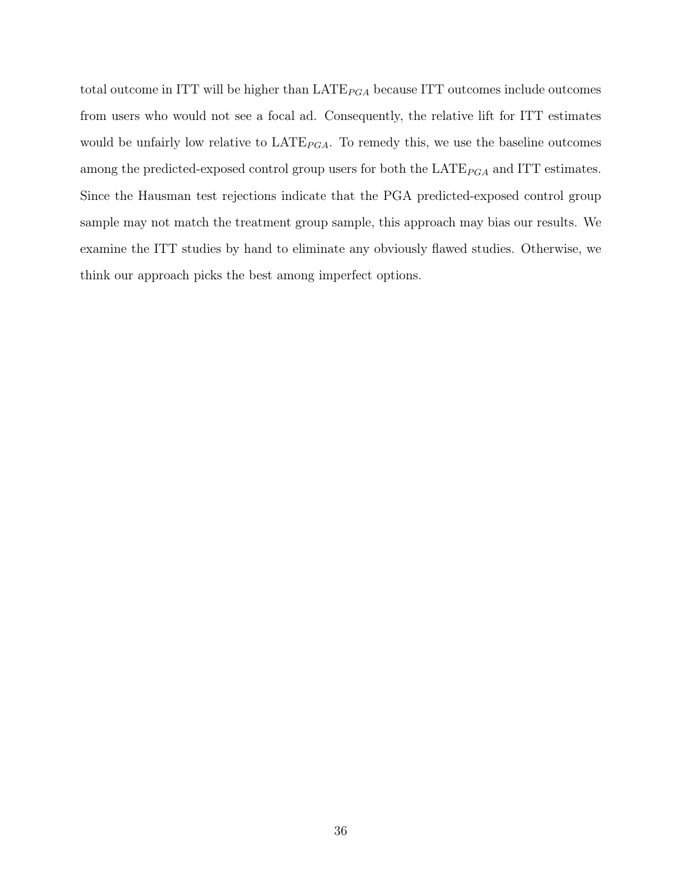total outcome in ITT will be higher than $\text{LATE}_{PGA}$ because ITT outcomes include outcomes from users who would not see a focal ad. Consequently, the relative lift for ITT estimates would be unfairly low relative to $\text{LATE}_{PGA}$. To remedy this, we use the baseline outcomes among the predicted-exposed control group users for both the $\text{LATE}_{PGA}$ and ITT estimates. Since the Hausman test rejections indicate that the PGA predicted-exposed control group sample may not match the treatment group sample, this approach may bias our results. We examine the ITT studies by hand to eliminate any obviously flawed studies. Otherwise, we think our approach picks the best among imperfect options.